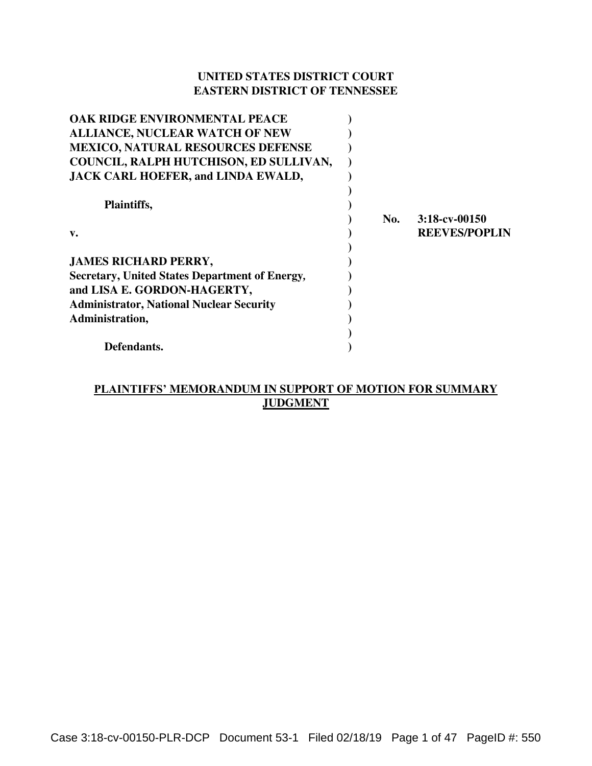**UNITED STATES DISTRICT COURT**
**EASTERN DISTRICT OF TENNESSEE**

| | | |
|---|---|---|
| **OAK RIDGE ENVIRONMENTAL PEACE ALLIANCE, NUCLEAR WATCH OF NEW MEXICO, NATURAL RESOURCES DEFENSE COUNCIL, RALPH HUTCHISON, ED SULLIVAN, JACK CARL HOEFER, and LINDA EWALD,** | ) | |
| **Plaintiffs,** | ) | |
| | ) | **No. 3:18-cv-00150** |
| **v.** | ) | **REEVES/POPLIN** |
| **JAMES RICHARD PERRY, Secretary, United States Department of Energy, and LISA E. GORDON-HAGERTY, Administrator, National Nuclear Security Administration,** | ) | |
| **Defendants.** | ) | |

**PLAINTIFFS' MEMORANDUM IN SUPPORT OF MOTION FOR SUMMARY JUDGMENT**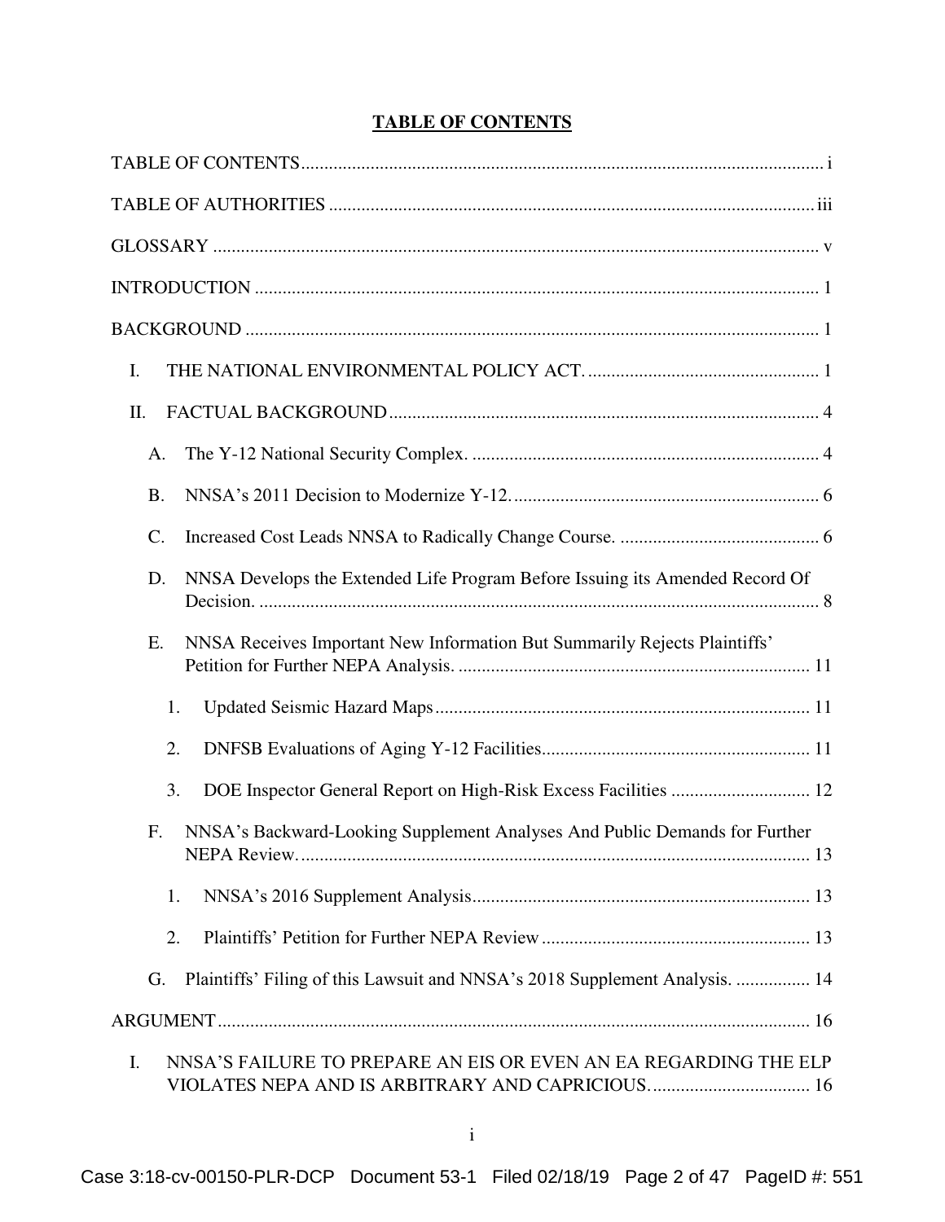**TABLE OF CONTENTS**

TABLE OF CONTENTS ..... i

TABLE OF AUTHORITIES ..... iii

GLOSSARY ..... v

INTRODUCTION ..... 1

BACKGROUND ..... 1

- I. THE NATIONAL ENVIRONMENTAL POLICY ACT. ..... 1
- II. FACTUAL BACKGROUND ..... 4
  - A. The Y-12 National Security Complex. ..... 4
  - B. NNSA's 2011 Decision to Modernize Y-12. ..... 6
  - C. Increased Cost Leads NNSA to Radically Change Course. ..... 6
  - D. NNSA Develops the Extended Life Program Before Issuing its Amended Record Of Decision. ..... 8
  - E. NNSA Receives Important New Information But Summarily Rejects Plaintiffs' Petition for Further NEPA Analysis. ..... 11
    - 1. Updated Seismic Hazard Maps ..... 11
    - 2. DNFSB Evaluations of Aging Y-12 Facilities ..... 11
    - 3. DOE Inspector General Report on High-Risk Excess Facilities ..... 12
  - F. NNSA's Backward-Looking Supplement Analyses And Public Demands for Further NEPA Review. ..... 13
    - 1. NNSA's 2016 Supplement Analysis ..... 13
    - 2. Plaintiffs' Petition for Further NEPA Review ..... 13
  - G. Plaintiffs' Filing of this Lawsuit and NNSA's 2018 Supplement Analysis. ..... 14

ARGUMENT ..... 16

- I. NNSA'S FAILURE TO PREPARE AN EIS OR EVEN AN EA REGARDING THE ELP VIOLATES NEPA AND IS ARBITRARY AND CAPRICIOUS. ..... 16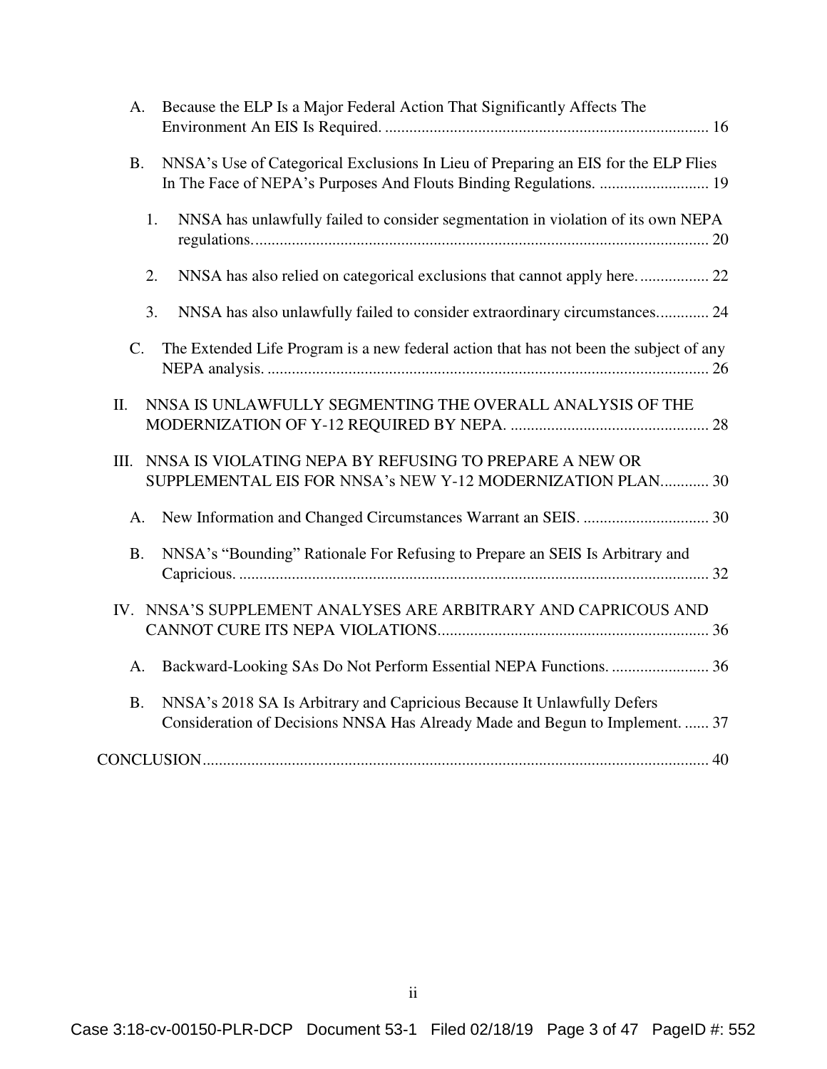A. Because the ELP Is a Major Federal Action That Significantly Affects The Environment An EIS Is Required. ............................................................................... 16

B. NNSA's Use of Categorical Exclusions In Lieu of Preparing an EIS for the ELP Flies In The Face of NEPA's Purposes And Flouts Binding Regulations. ........................... 19

1. NNSA has unlawfully failed to consider segmentation in violation of its own NEPA regulations................................................................................................................ 20

2. NNSA has also relied on categorical exclusions that cannot apply here................. 22

3. NNSA has also unlawfully failed to consider extraordinary circumstances............. 24

C. The Extended Life Program is a new federal action that has not been the subject of any NEPA analysis. ............................................................................................................. 26

II. NNSA IS UNLAWFULLY SEGMENTING THE OVERALL ANALYSIS OF THE MODERNIZATION OF Y-12 REQUIRED BY NEPA. ................................................. 28

III. NNSA IS VIOLATING NEPA BY REFUSING TO PREPARE A NEW OR SUPPLEMENTAL EIS FOR NNSA's NEW Y-12 MODERNIZATION PLAN............ 30

A. New Information and Changed Circumstances Warrant an SEIS. ............................... 30

B. NNSA's "Bounding" Rationale For Refusing to Prepare an SEIS Is Arbitrary and Capricious. .................................................................................................................... 32

IV. NNSA'S SUPPLEMENT ANALYSES ARE ARBITRARY AND CAPRICOUS AND CANNOT CURE ITS NEPA VIOLATIONS................................................................... 36

A. Backward-Looking SAs Do Not Perform Essential NEPA Functions. ........................ 36

B. NNSA's 2018 SA Is Arbitrary and Capricious Because It Unlawfully Defers Consideration of Decisions NNSA Has Already Made and Begun to Implement. ...... 37

CONCLUSION............................................................................................................................ 40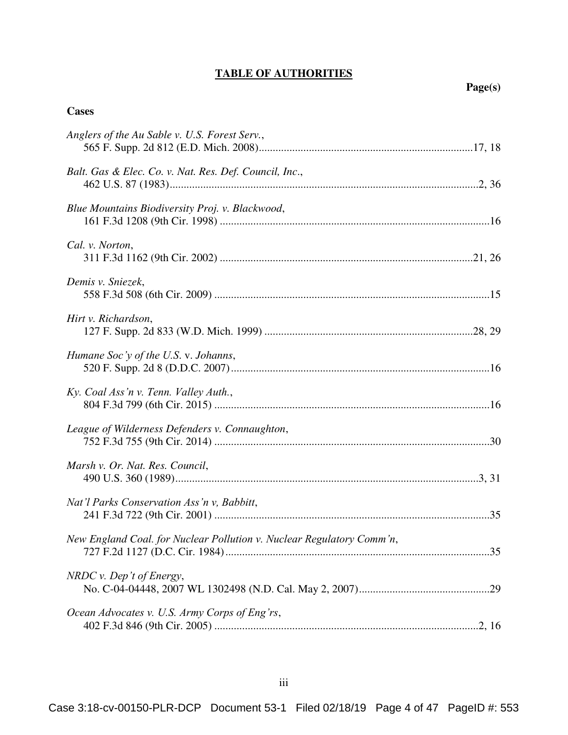## TABLE OF AUTHORITIES

**Page(s)**

### Cases

*Anglers of the Au Sable v. U.S. Forest Serv.*,
565 F. Supp. 2d 812 (E.D. Mich. 2008) ........................................ 17, 18

*Balt. Gas & Elec. Co. v. Nat. Res. Def. Council, Inc.*,
462 U.S. 87 (1983) ........................................ 2, 36

*Blue Mountains Biodiversity Proj. v. Blackwood*,
161 F.3d 1208 (9th Cir. 1998) ........................................ 16

*Cal. v. Norton*,
311 F.3d 1162 (9th Cir. 2002) ........................................ 21, 26

*Demis v. Sniezek*,
558 F.3d 508 (6th Cir. 2009) ........................................ 15

*Hirt v. Richardson*,
127 F. Supp. 2d 833 (W.D. Mich. 1999) ........................................ 28, 29

*Humane Soc'y of the U.S.* v. *Johanns*,
520 F. Supp. 2d 8 (D.D.C. 2007) ........................................ 16

*Ky. Coal Ass'n v. Tenn. Valley Auth.*,
804 F.3d 799 (6th Cir. 2015) ........................................ 16

*League of Wilderness Defenders v. Connaughton*,
752 F.3d 755 (9th Cir. 2014) ........................................ 30

*Marsh v. Or. Nat. Res. Council*,
490 U.S. 360 (1989) ........................................ 3, 31

*Nat'l Parks Conservation Ass'n v, Babbitt*,
241 F.3d 722 (9th Cir. 2001) ........................................ 35

*New England Coal. for Nuclear Pollution v. Nuclear Regulatory Comm'n*,
727 F.2d 1127 (D.C. Cir. 1984) ........................................ 35

*NRDC v. Dep't of Energy*,
No. C-04-04448, 2007 WL 1302498 (N.D. Cal. May 2, 2007) ........................................ 29

*Ocean Advocates v. U.S. Army Corps of Eng'rs*,
402 F.3d 846 (9th Cir. 2005) ........................................ 2, 16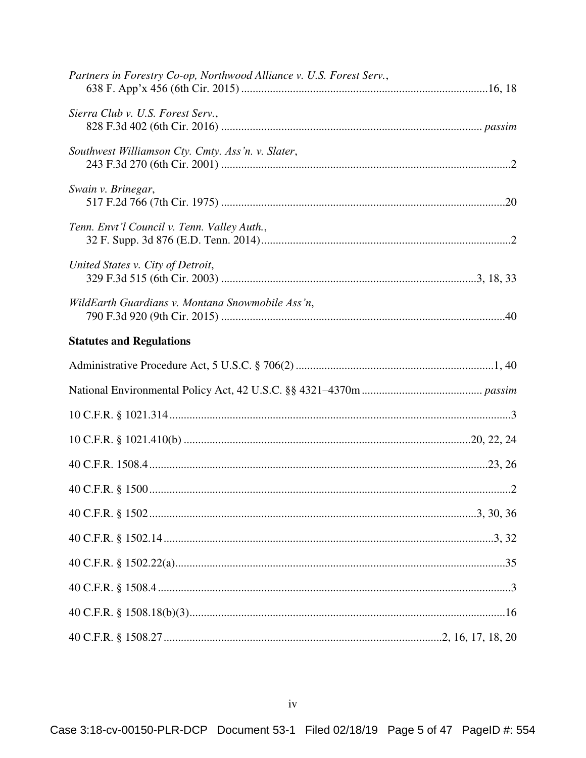*Partners in Forestry Co-op, Northwood Alliance v. U.S. Forest Serv.*,
638 F. App'x 456 (6th Cir. 2015) .....................................................................................16, 18

*Sierra Club v. U.S. Forest Serv.*,
828 F.3d 402 (6th Cir. 2016) .......................................................................................... *passim*

*Southwest Williamson Cty. Cmty. Ass'n. v. Slater*,
243 F.3d 270 (6th Cir. 2001) .....................................................................................................2

*Swain v. Brinegar*,
517 F.2d 766 (7th Cir. 1975) ...................................................................................................20

*Tenn. Envt'l Council v. Tenn. Valley Auth.*,
32 F. Supp. 3d 876 (E.D. Tenn. 2014).......................................................................................2

*United States v. City of Detroit*,
329 F.3d 515 (6th Cir. 2003) ........................................................................................3, 18, 33

*WildEarth Guardians v. Montana Snowmobile Ass'n*,
790 F.3d 920 (9th Cir. 2015) ..................................................................................................40

**Statutes and Regulations**

Administrative Procedure Act, 5 U.S.C. § 706(2) .....................................................................1, 40

National Environmental Policy Act, 42 U.S.C. §§ 4321–4370m .......................................... *passim*

10 C.F.R. § 1021.314........................................................................................................................3

10 C.F.R. § 1021.410(b) ...................................................................................................20, 22, 24

40 C.F.R. 1508.4......................................................................................................................23, 26

40 C.F.R. § 1500..............................................................................................................................2

40 C.F.R. § 1502..................................................................................................................3, 30, 36

40 C.F.R. § 1502.14....................................................................................................................3, 32

40 C.F.R. § 1502.22(a)....................................................................................................................35

40 C.F.R. § 1508.4...........................................................................................................................3

40 C.F.R. § 1508.18(b)(3)..............................................................................................................16

40 C.F.R. § 1508.27.................................................................................................2, 16, 17, 18, 20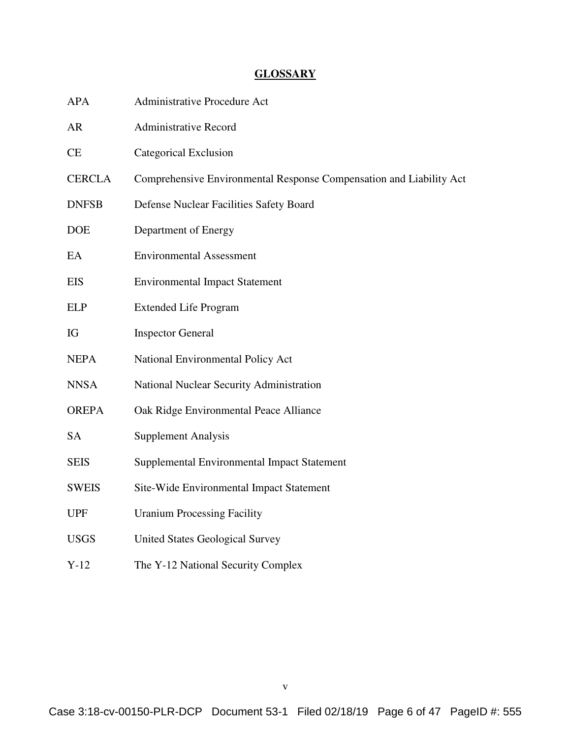## GLOSSARY

| | |
|---|---|
| APA | Administrative Procedure Act |
| AR | Administrative Record |
| CE | Categorical Exclusion |
| CERCLA | Comprehensive Environmental Response Compensation and Liability Act |
| DNFSB | Defense Nuclear Facilities Safety Board |
| DOE | Department of Energy |
| EA | Environmental Assessment |
| EIS | Environmental Impact Statement |
| ELP | Extended Life Program |
| IG | Inspector General |
| NEPA | National Environmental Policy Act |
| NNSA | National Nuclear Security Administration |
| OREPA | Oak Ridge Environmental Peace Alliance |
| SA | Supplement Analysis |
| SEIS | Supplemental Environmental Impact Statement |
| SWEIS | Site-Wide Environmental Impact Statement |
| UPF | Uranium Processing Facility |
| USGS | United States Geological Survey |
| Y-12 | The Y-12 National Security Complex |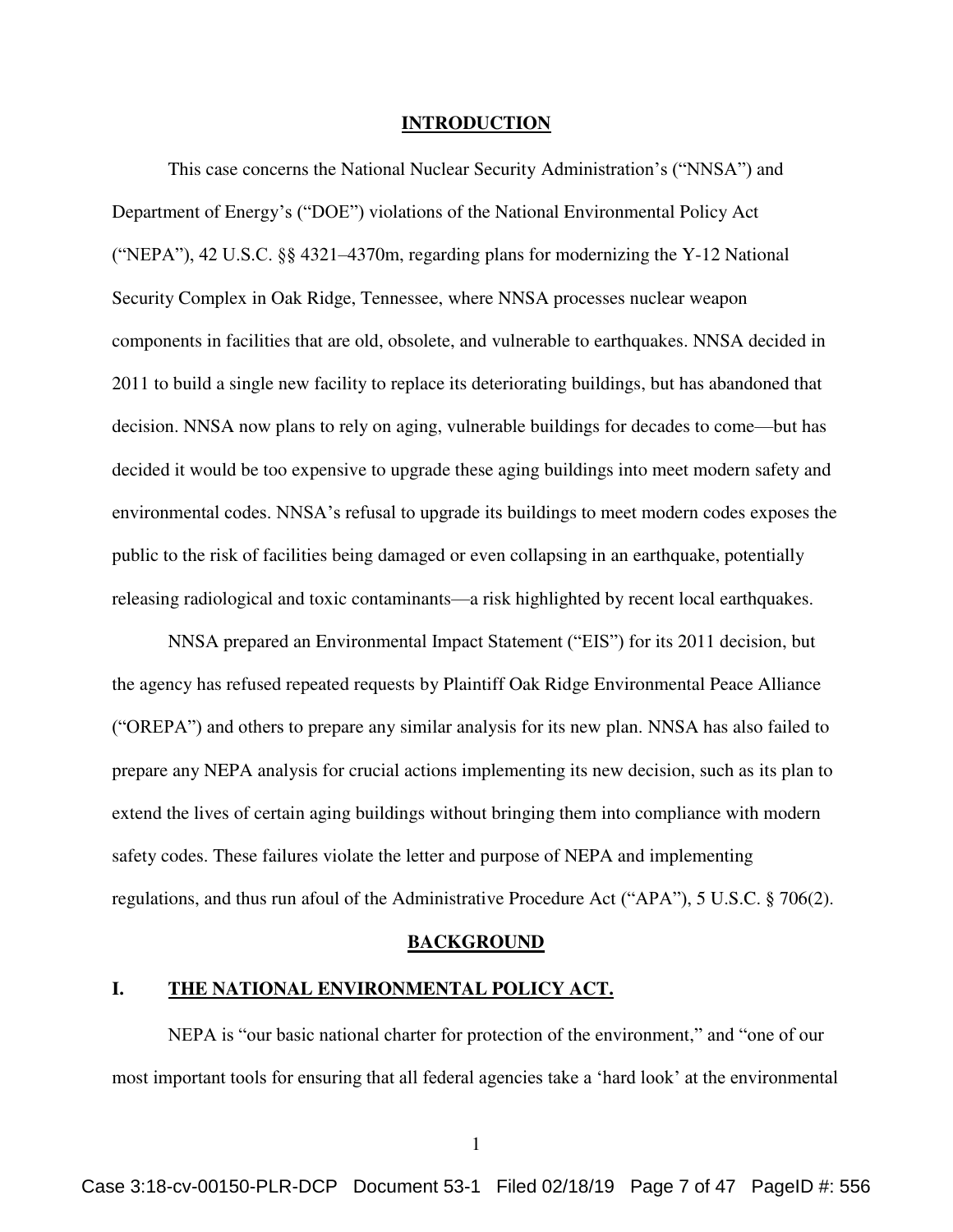## INTRODUCTION

This case concerns the National Nuclear Security Administration's ("NNSA") and Department of Energy's ("DOE") violations of the National Environmental Policy Act ("NEPA"), 42 U.S.C. §§ 4321–4370m, regarding plans for modernizing the Y-12 National Security Complex in Oak Ridge, Tennessee, where NNSA processes nuclear weapon components in facilities that are old, obsolete, and vulnerable to earthquakes. NNSA decided in 2011 to build a single new facility to replace its deteriorating buildings, but has abandoned that decision. NNSA now plans to rely on aging, vulnerable buildings for decades to come—but has decided it would be too expensive to upgrade these aging buildings into meet modern safety and environmental codes. NNSA's refusal to upgrade its buildings to meet modern codes exposes the public to the risk of facilities being damaged or even collapsing in an earthquake, potentially releasing radiological and toxic contaminants—a risk highlighted by recent local earthquakes.

NNSA prepared an Environmental Impact Statement ("EIS") for its 2011 decision, but the agency has refused repeated requests by Plaintiff Oak Ridge Environmental Peace Alliance ("OREPA") and others to prepare any similar analysis for its new plan. NNSA has also failed to prepare any NEPA analysis for crucial actions implementing its new decision, such as its plan to extend the lives of certain aging buildings without bringing them into compliance with modern safety codes. These failures violate the letter and purpose of NEPA and implementing regulations, and thus run afoul of the Administrative Procedure Act ("APA"), 5 U.S.C. § 706(2).

## BACKGROUND

### I. THE NATIONAL ENVIRONMENTAL POLICY ACT.

NEPA is "our basic national charter for protection of the environment," and "one of our most important tools for ensuring that all federal agencies take a 'hard look' at the environmental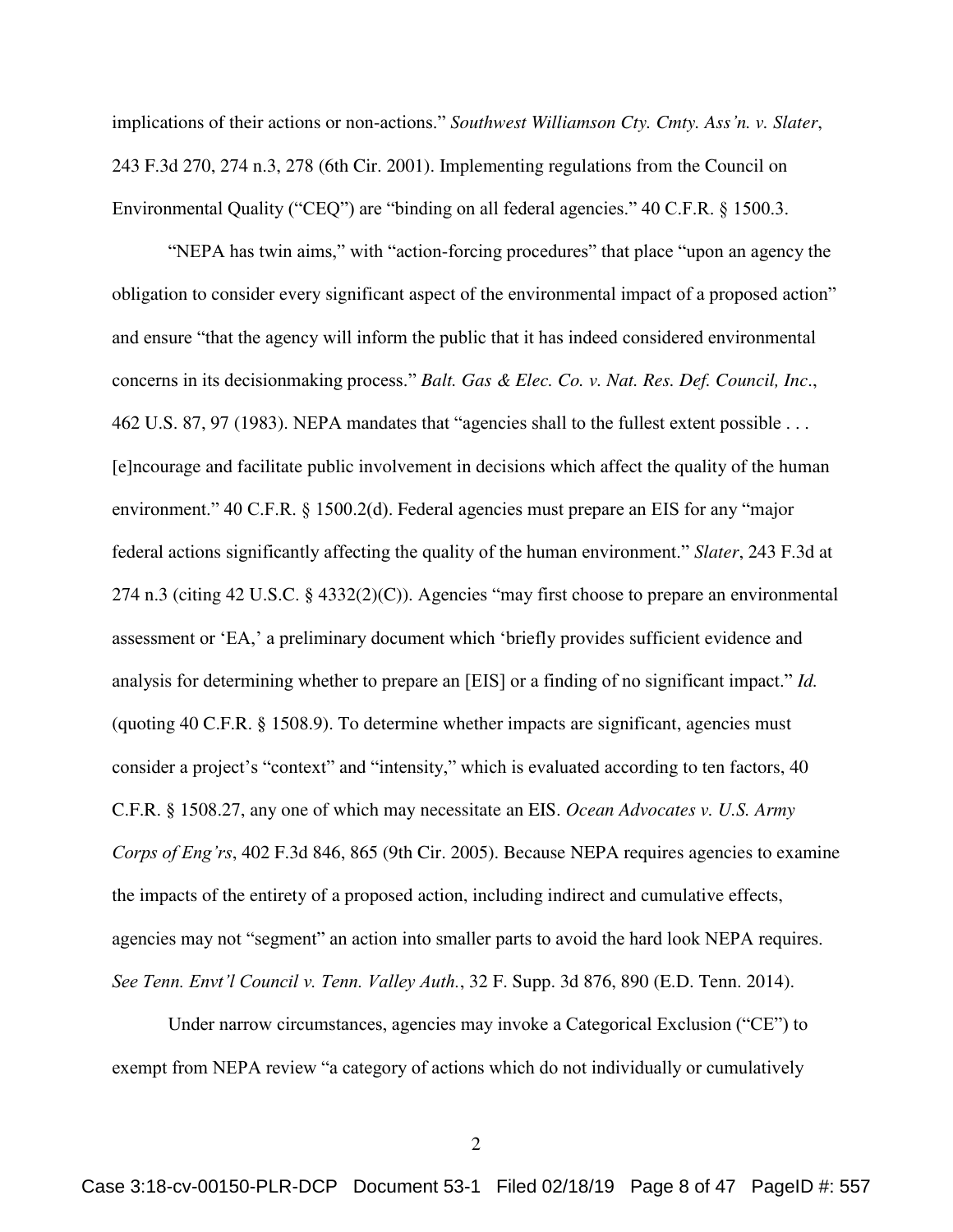implications of their actions or non-actions." *Southwest Williamson Cty. Cmty. Ass'n. v. Slater*, 243 F.3d 270, 274 n.3, 278 (6th Cir. 2001). Implementing regulations from the Council on Environmental Quality ("CEQ") are "binding on all federal agencies." 40 C.F.R. § 1500.3.

"NEPA has twin aims," with "action-forcing procedures" that place "upon an agency the obligation to consider every significant aspect of the environmental impact of a proposed action" and ensure "that the agency will inform the public that it has indeed considered environmental concerns in its decisionmaking process." *Balt. Gas & Elec. Co. v. Nat. Res. Def. Council, Inc*., 462 U.S. 87, 97 (1983). NEPA mandates that "agencies shall to the fullest extent possible . . . [e]ncourage and facilitate public involvement in decisions which affect the quality of the human environment." 40 C.F.R. § 1500.2(d). Federal agencies must prepare an EIS for any "major federal actions significantly affecting the quality of the human environment." *Slater*, 243 F.3d at 274 n.3 (citing 42 U.S.C. § 4332(2)(C)). Agencies "may first choose to prepare an environmental assessment or 'EA,' a preliminary document which 'briefly provides sufficient evidence and analysis for determining whether to prepare an [EIS] or a finding of no significant impact." *Id.* (quoting 40 C.F.R. § 1508.9). To determine whether impacts are significant, agencies must consider a project's "context" and "intensity," which is evaluated according to ten factors, 40 C.F.R. § 1508.27, any one of which may necessitate an EIS. *Ocean Advocates v. U.S. Army Corps of Eng'rs*, 402 F.3d 846, 865 (9th Cir. 2005). Because NEPA requires agencies to examine the impacts of the entirety of a proposed action, including indirect and cumulative effects, agencies may not "segment" an action into smaller parts to avoid the hard look NEPA requires. *See Tenn. Envt'l Council v. Tenn. Valley Auth.*, 32 F. Supp. 3d 876, 890 (E.D. Tenn. 2014).

Under narrow circumstances, agencies may invoke a Categorical Exclusion ("CE") to exempt from NEPA review "a category of actions which do not individually or cumulatively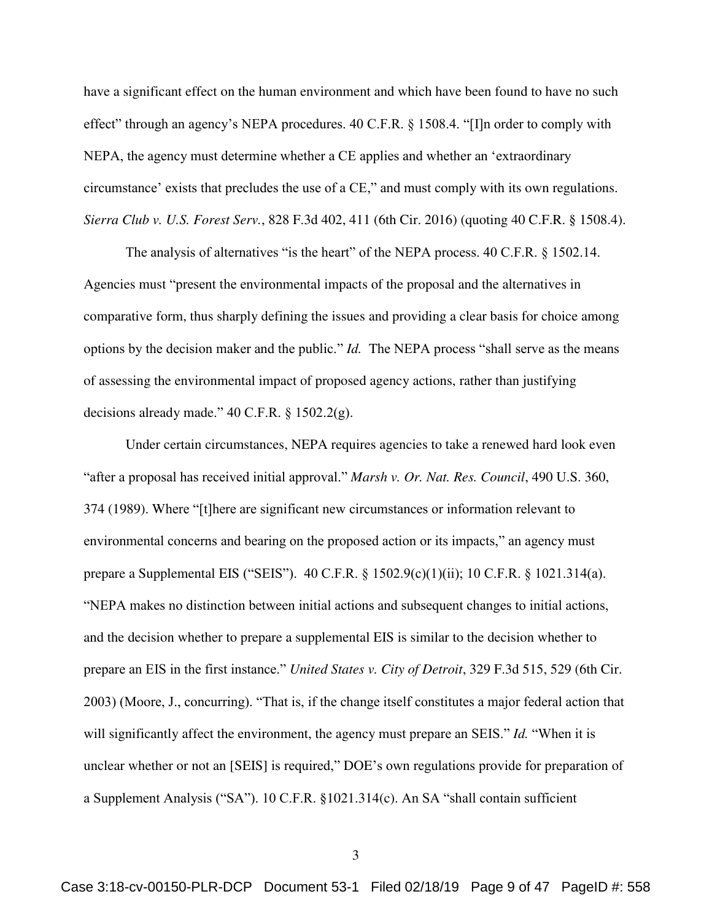have a significant effect on the human environment and which have been found to have no such effect" through an agency's NEPA procedures. 40 C.F.R. § 1508.4. "[I]n order to comply with NEPA, the agency must determine whether a CE applies and whether an 'extraordinary circumstance' exists that precludes the use of a CE," and must comply with its own regulations. *Sierra Club v. U.S. Forest Serv.*, 828 F.3d 402, 411 (6th Cir. 2016) (quoting 40 C.F.R. § 1508.4).

The analysis of alternatives "is the heart" of the NEPA process. 40 C.F.R. § 1502.14. Agencies must "present the environmental impacts of the proposal and the alternatives in comparative form, thus sharply defining the issues and providing a clear basis for choice among options by the decision maker and the public." *Id.* The NEPA process "shall serve as the means of assessing the environmental impact of proposed agency actions, rather than justifying decisions already made." 40 C.F.R. § 1502.2(g).

Under certain circumstances, NEPA requires agencies to take a renewed hard look even "after a proposal has received initial approval." *Marsh v. Or. Nat. Res. Council*, 490 U.S. 360, 374 (1989). Where "[t]here are significant new circumstances or information relevant to environmental concerns and bearing on the proposed action or its impacts," an agency must prepare a Supplemental EIS ("SEIS"). 40 C.F.R. § 1502.9(c)(1)(ii); 10 C.F.R. § 1021.314(a). "NEPA makes no distinction between initial actions and subsequent changes to initial actions, and the decision whether to prepare a supplemental EIS is similar to the decision whether to prepare an EIS in the first instance." *United States v. City of Detroit*, 329 F.3d 515, 529 (6th Cir. 2003) (Moore, J., concurring). "That is, if the change itself constitutes a major federal action that will significantly affect the environment, the agency must prepare an SEIS." *Id.* "When it is unclear whether or not an [SEIS] is required," DOE's own regulations provide for preparation of a Supplement Analysis ("SA"). 10 C.F.R. §1021.314(c). An SA "shall contain sufficient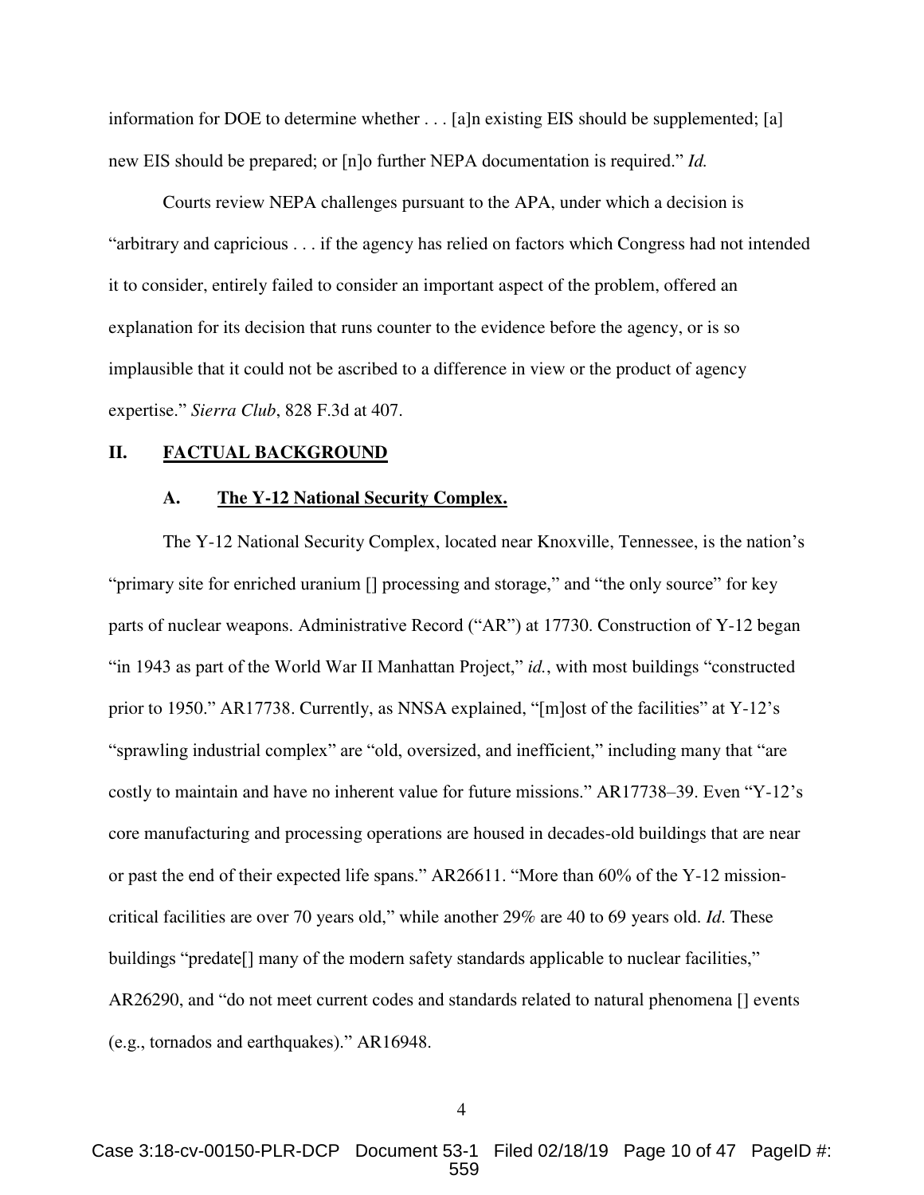information for DOE to determine whether . . . [a]n existing EIS should be supplemented; [a] new EIS should be prepared; or [n]o further NEPA documentation is required." *Id.*

Courts review NEPA challenges pursuant to the APA, under which a decision is "arbitrary and capricious . . . if the agency has relied on factors which Congress had not intended it to consider, entirely failed to consider an important aspect of the problem, offered an explanation for its decision that runs counter to the evidence before the agency, or is so implausible that it could not be ascribed to a difference in view or the product of agency expertise." *Sierra Club*, 828 F.3d at 407.

## II. FACTUAL BACKGROUND

### A. The Y-12 National Security Complex.

The Y-12 National Security Complex, located near Knoxville, Tennessee, is the nation's "primary site for enriched uranium [] processing and storage," and "the only source" for key parts of nuclear weapons. Administrative Record ("AR") at 17730. Construction of Y-12 began "in 1943 as part of the World War II Manhattan Project," *id.*, with most buildings "constructed prior to 1950." AR17738. Currently, as NNSA explained, "[m]ost of the facilities" at Y-12's "sprawling industrial complex" are "old, oversized, and inefficient," including many that "are costly to maintain and have no inherent value for future missions." AR17738–39. Even "Y-12's core manufacturing and processing operations are housed in decades-old buildings that are near or past the end of their expected life spans." AR26611. "More than 60% of the Y-12 mission-critical facilities are over 70 years old," while another 29% are 40 to 69 years old. *Id*. These buildings "predate[] many of the modern safety standards applicable to nuclear facilities," AR26290, and "do not meet current codes and standards related to natural phenomena [] events (e.g., tornados and earthquakes)." AR16948.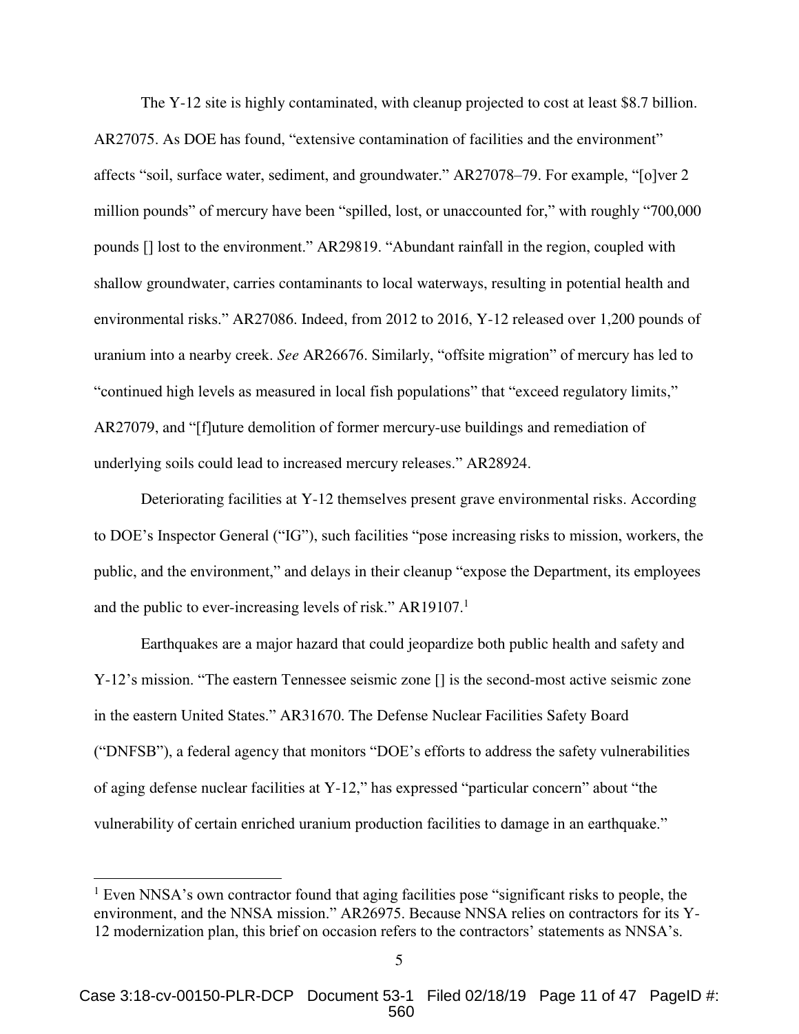The Y-12 site is highly contaminated, with cleanup projected to cost at least $8.7 billion. AR27075. As DOE has found, "extensive contamination of facilities and the environment" affects "soil, surface water, sediment, and groundwater." AR27078–79. For example, "[o]ver 2 million pounds" of mercury have been "spilled, lost, or unaccounted for," with roughly "700,000 pounds [] lost to the environment." AR29819. "Abundant rainfall in the region, coupled with shallow groundwater, carries contaminants to local waterways, resulting in potential health and environmental risks." AR27086. Indeed, from 2012 to 2016, Y-12 released over 1,200 pounds of uranium into a nearby creek. *See* AR26676. Similarly, "offsite migration" of mercury has led to "continued high levels as measured in local fish populations" that "exceed regulatory limits," AR27079, and "[f]uture demolition of former mercury-use buildings and remediation of underlying soils could lead to increased mercury releases." AR28924.

Deteriorating facilities at Y-12 themselves present grave environmental risks. According to DOE's Inspector General ("IG"), such facilities "pose increasing risks to mission, workers, the public, and the environment," and delays in their cleanup "expose the Department, its employees and the public to ever-increasing levels of risk." AR19107.[1]

Earthquakes are a major hazard that could jeopardize both public health and safety and Y-12's mission. "The eastern Tennessee seismic zone [] is the second-most active seismic zone in the eastern United States." AR31670. The Defense Nuclear Facilities Safety Board ("DNFSB"), a federal agency that monitors "DOE's efforts to address the safety vulnerabilities of aging defense nuclear facilities at Y-12," has expressed "particular concern" about "the vulnerability of certain enriched uranium production facilities to damage in an earthquake."

[1] Even NNSA's own contractor found that aging facilities pose "significant risks to people, the environment, and the NNSA mission." AR26975. Because NNSA relies on contractors for its Y-12 modernization plan, this brief on occasion refers to the contractors' statements as NNSA's.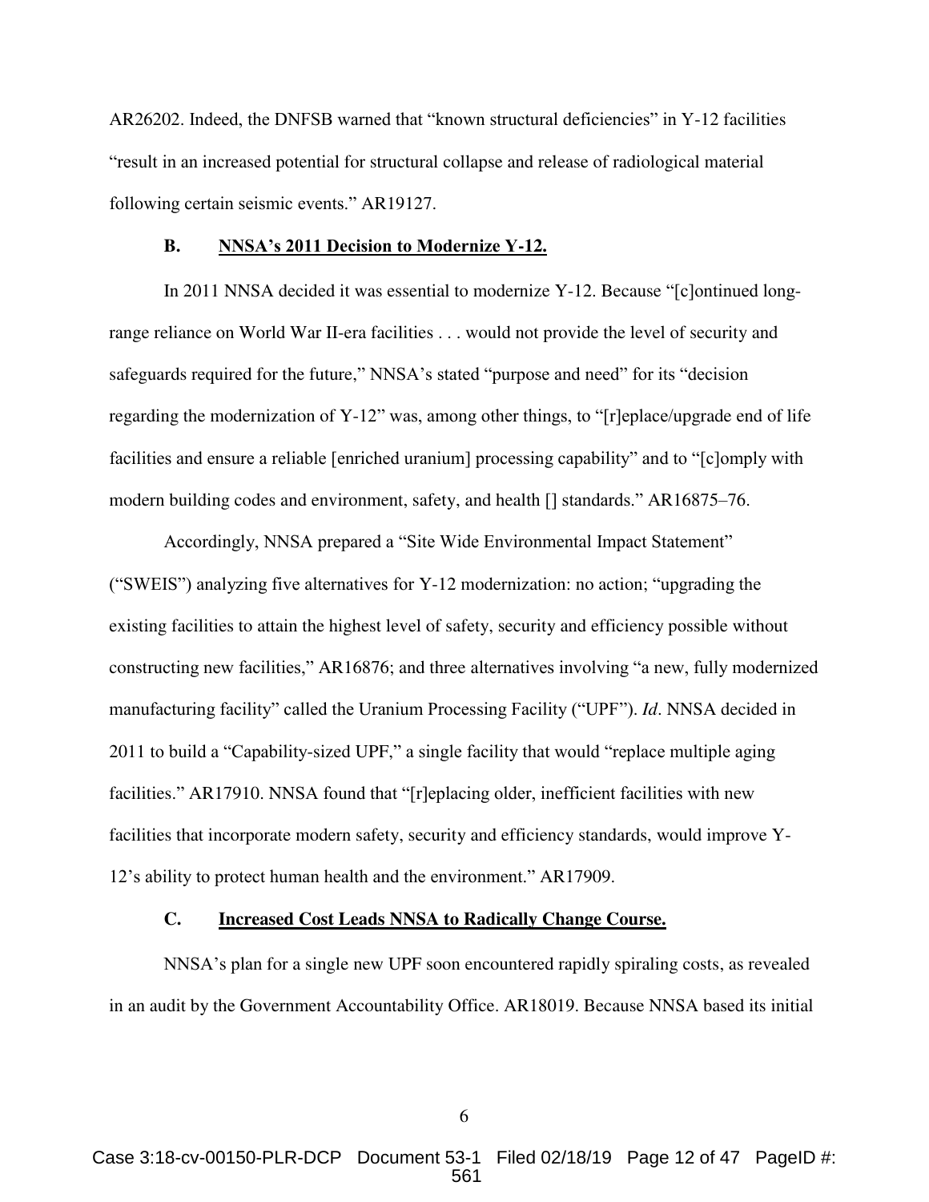AR26202. Indeed, the DNFSB warned that "known structural deficiencies" in Y-12 facilities "result in an increased potential for structural collapse and release of radiological material following certain seismic events." AR19127.

### B. NNSA's 2011 Decision to Modernize Y-12.

In 2011 NNSA decided it was essential to modernize Y-12. Because "[c]ontinued long-range reliance on World War II-era facilities . . . would not provide the level of security and safeguards required for the future," NNSA's stated "purpose and need" for its "decision regarding the modernization of Y-12" was, among other things, to "[r]eplace/upgrade end of life facilities and ensure a reliable [enriched uranium] processing capability" and to "[c]omply with modern building codes and environment, safety, and health [] standards." AR16875–76.

Accordingly, NNSA prepared a "Site Wide Environmental Impact Statement" ("SWEIS") analyzing five alternatives for Y-12 modernization: no action; "upgrading the existing facilities to attain the highest level of safety, security and efficiency possible without constructing new facilities," AR16876; and three alternatives involving "a new, fully modernized manufacturing facility" called the Uranium Processing Facility ("UPF"). *Id*. NNSA decided in 2011 to build a "Capability-sized UPF," a single facility that would "replace multiple aging facilities." AR17910. NNSA found that "[r]eplacing older, inefficient facilities with new facilities that incorporate modern safety, security and efficiency standards, would improve Y-12's ability to protect human health and the environment." AR17909.

### C. Increased Cost Leads NNSA to Radically Change Course.

NNSA's plan for a single new UPF soon encountered rapidly spiraling costs, as revealed in an audit by the Government Accountability Office. AR18019. Because NNSA based its initial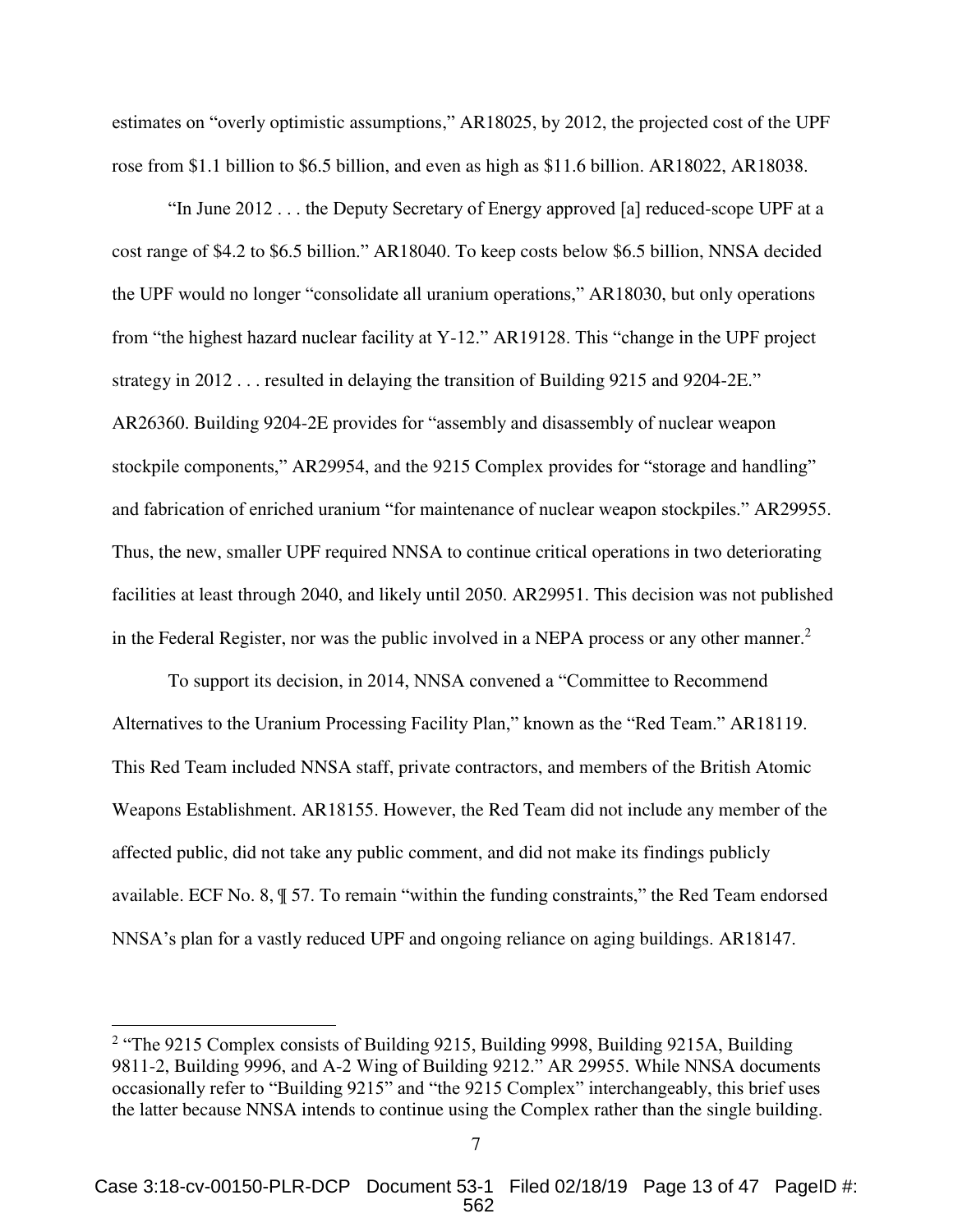estimates on "overly optimistic assumptions," AR18025, by 2012, the projected cost of the UPF rose from $1.1 billion to $6.5 billion, and even as high as $11.6 billion. AR18022, AR18038.

"In June 2012 . . . the Deputy Secretary of Energy approved [a] reduced-scope UPF at a cost range of $4.2 to $6.5 billion." AR18040. To keep costs below $6.5 billion, NNSA decided the UPF would no longer "consolidate all uranium operations," AR18030, but only operations from "the highest hazard nuclear facility at Y-12." AR19128. This "change in the UPF project strategy in 2012 . . . resulted in delaying the transition of Building 9215 and 9204-2E." AR26360. Building 9204-2E provides for "assembly and disassembly of nuclear weapon stockpile components," AR29954, and the 9215 Complex provides for "storage and handling" and fabrication of enriched uranium "for maintenance of nuclear weapon stockpiles." AR29955. Thus, the new, smaller UPF required NNSA to continue critical operations in two deteriorating facilities at least through 2040, and likely until 2050. AR29951. This decision was not published in the Federal Register, nor was the public involved in a NEPA process or any other manner.[2]

To support its decision, in 2014, NNSA convened a "Committee to Recommend Alternatives to the Uranium Processing Facility Plan," known as the "Red Team." AR18119. This Red Team included NNSA staff, private contractors, and members of the British Atomic Weapons Establishment. AR18155. However, the Red Team did not include any member of the affected public, did not take any public comment, and did not make its findings publicly available. ECF No. 8, ¶ 57. To remain "within the funding constraints," the Red Team endorsed NNSA's plan for a vastly reduced UPF and ongoing reliance on aging buildings. AR18147.

---

[2] "The 9215 Complex consists of Building 9215, Building 9998, Building 9215A, Building 9811-2, Building 9996, and A-2 Wing of Building 9212." AR 29955. While NNSA documents occasionally refer to "Building 9215" and "the 9215 Complex" interchangeably, this brief uses the latter because NNSA intends to continue using the Complex rather than the single building.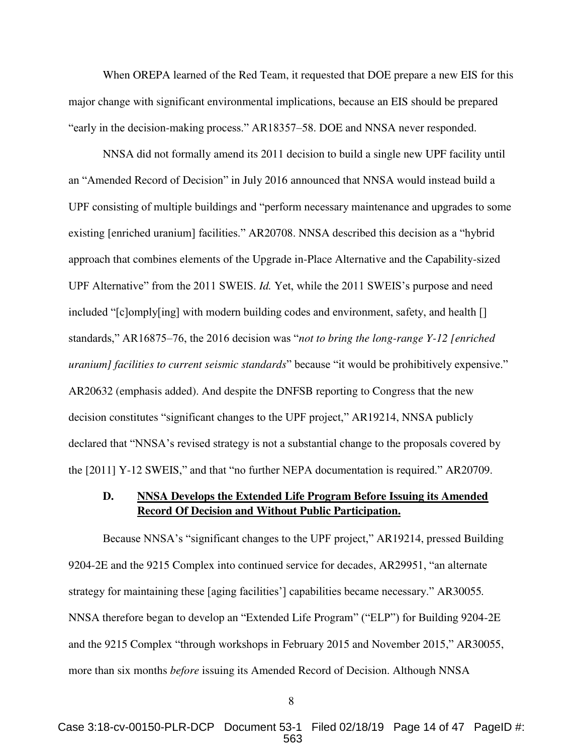When OREPA learned of the Red Team, it requested that DOE prepare a new EIS for this major change with significant environmental implications, because an EIS should be prepared "early in the decision-making process." AR18357–58. DOE and NNSA never responded.

NNSA did not formally amend its 2011 decision to build a single new UPF facility until an "Amended Record of Decision" in July 2016 announced that NNSA would instead build a UPF consisting of multiple buildings and "perform necessary maintenance and upgrades to some existing [enriched uranium] facilities." AR20708. NNSA described this decision as a "hybrid approach that combines elements of the Upgrade in-Place Alternative and the Capability-sized UPF Alternative" from the 2011 SWEIS. *Id.* Yet, while the 2011 SWEIS's purpose and need included "[c]omply[ing] with modern building codes and environment, safety, and health [] standards," AR16875–76, the 2016 decision was "*not to bring the long-range Y-12 [enriched uranium] facilities to current seismic standards*" because "it would be prohibitively expensive." AR20632 (emphasis added). And despite the DNFSB reporting to Congress that the new decision constitutes "significant changes to the UPF project," AR19214, NNSA publicly declared that "NNSA's revised strategy is not a substantial change to the proposals covered by the [2011] Y-12 SWEIS," and that "no further NEPA documentation is required." AR20709.

### D. **NNSA Develops the Extended Life Program Before Issuing its Amended Record Of Decision and Without Public Participation.**

Because NNSA's "significant changes to the UPF project," AR19214, pressed Building 9204-2E and the 9215 Complex into continued service for decades, AR29951, "an alternate strategy for maintaining these [aging facilities'] capabilities became necessary." AR30055. NNSA therefore began to develop an "Extended Life Program" ("ELP") for Building 9204-2E and the 9215 Complex "through workshops in February 2015 and November 2015," AR30055, more than six months *before* issuing its Amended Record of Decision. Although NNSA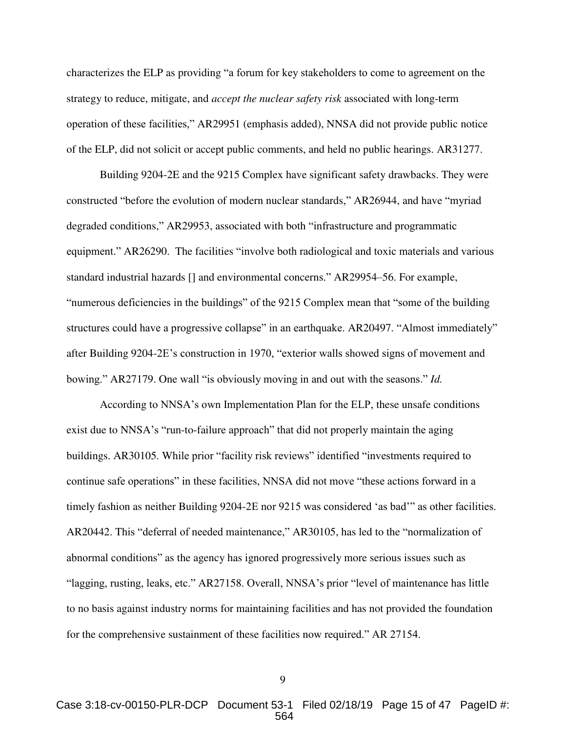characterizes the ELP as providing "a forum for key stakeholders to come to agreement on the strategy to reduce, mitigate, and *accept the nuclear safety risk* associated with long-term operation of these facilities," AR29951 (emphasis added), NNSA did not provide public notice of the ELP, did not solicit or accept public comments, and held no public hearings. AR31277.

Building 9204-2E and the 9215 Complex have significant safety drawbacks. They were constructed "before the evolution of modern nuclear standards," AR26944, and have "myriad degraded conditions," AR29953, associated with both "infrastructure and programmatic equipment." AR26290. The facilities "involve both radiological and toxic materials and various standard industrial hazards [] and environmental concerns." AR29954–56. For example, "numerous deficiencies in the buildings" of the 9215 Complex mean that "some of the building structures could have a progressive collapse" in an earthquake. AR20497. "Almost immediately" after Building 9204-2E's construction in 1970, "exterior walls showed signs of movement and bowing." AR27179. One wall "is obviously moving in and out with the seasons." *Id.*

According to NNSA's own Implementation Plan for the ELP, these unsafe conditions exist due to NNSA's "run-to-failure approach" that did not properly maintain the aging buildings. AR30105. While prior "facility risk reviews" identified "investments required to continue safe operations" in these facilities, NNSA did not move "these actions forward in a timely fashion as neither Building 9204-2E nor 9215 was considered 'as bad'" as other facilities. AR20442. This "deferral of needed maintenance," AR30105, has led to the "normalization of abnormal conditions" as the agency has ignored progressively more serious issues such as "lagging, rusting, leaks, etc." AR27158. Overall, NNSA's prior "level of maintenance has little to no basis against industry norms for maintaining facilities and has not provided the foundation for the comprehensive sustainment of these facilities now required." AR 27154.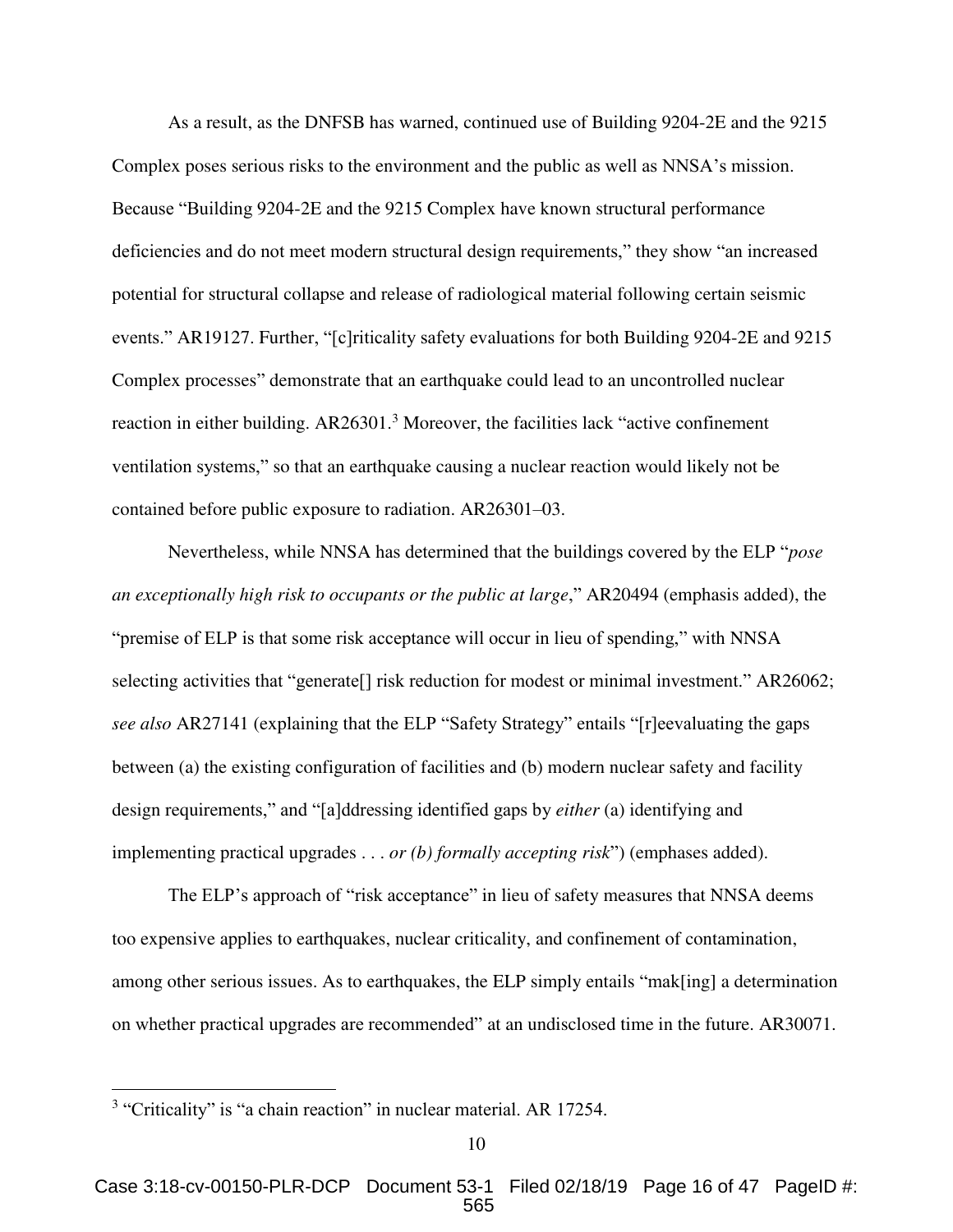As a result, as the DNFSB has warned, continued use of Building 9204-2E and the 9215 Complex poses serious risks to the environment and the public as well as NNSA's mission. Because "Building 9204-2E and the 9215 Complex have known structural performance deficiencies and do not meet modern structural design requirements," they show "an increased potential for structural collapse and release of radiological material following certain seismic events." AR19127. Further, "[c]riticality safety evaluations for both Building 9204-2E and 9215 Complex processes" demonstrate that an earthquake could lead to an uncontrolled nuclear reaction in either building. AR26301.[3] Moreover, the facilities lack "active confinement ventilation systems," so that an earthquake causing a nuclear reaction would likely not be contained before public exposure to radiation. AR26301–03.

Nevertheless, while NNSA has determined that the buildings covered by the ELP "*pose an exceptionally high risk to occupants or the public at large*," AR20494 (emphasis added), the "premise of ELP is that some risk acceptance will occur in lieu of spending," with NNSA selecting activities that "generate[] risk reduction for modest or minimal investment." AR26062; *see also* AR27141 (explaining that the ELP "Safety Strategy" entails "[r]eevaluating the gaps between (a) the existing configuration of facilities and (b) modern nuclear safety and facility design requirements," and "[a]ddressing identified gaps by *either* (a) identifying and implementing practical upgrades . . . *or (b) formally accepting risk*") (emphases added).

The ELP's approach of "risk acceptance" in lieu of safety measures that NNSA deems too expensive applies to earthquakes, nuclear criticality, and confinement of contamination, among other serious issues. As to earthquakes, the ELP simply entails "mak[ing] a determination on whether practical upgrades are recommended" at an undisclosed time in the future. AR30071.

---

[3] "Criticality" is "a chain reaction" in nuclear material. AR 17254.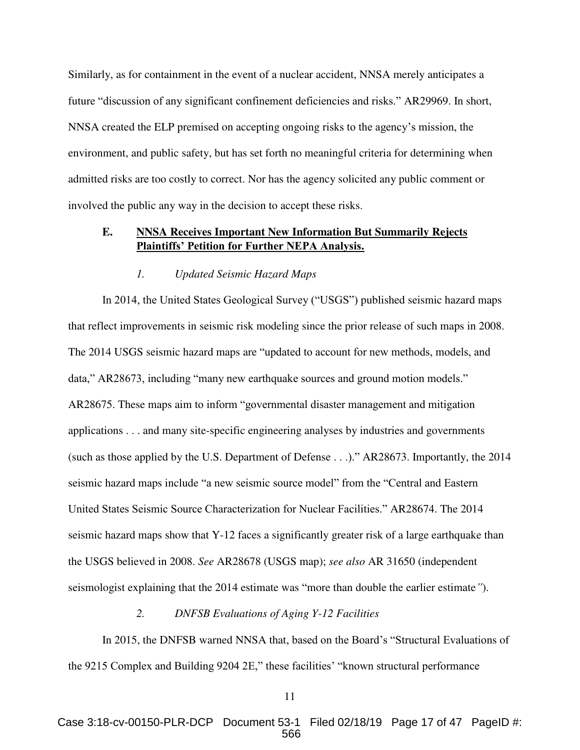Similarly, as for containment in the event of a nuclear accident, NNSA merely anticipates a future "discussion of any significant confinement deficiencies and risks." AR29969. In short, NNSA created the ELP premised on accepting ongoing risks to the agency's mission, the environment, and public safety, but has set forth no meaningful criteria for determining when admitted risks are too costly to correct. Nor has the agency solicited any public comment or involved the public any way in the decision to accept these risks.

### E. <u>NNSA Receives Important New Information But Summarily Rejects Plaintiffs' Petition for Further NEPA Analysis.</u>

#### *1. Updated Seismic Hazard Maps*

In 2014, the United States Geological Survey ("USGS") published seismic hazard maps that reflect improvements in seismic risk modeling since the prior release of such maps in 2008. The 2014 USGS seismic hazard maps are "updated to account for new methods, models, and data," AR28673, including "many new earthquake sources and ground motion models." AR28675. These maps aim to inform "governmental disaster management and mitigation applications . . . and many site-specific engineering analyses by industries and governments (such as those applied by the U.S. Department of Defense . . .)." AR28673. Importantly, the 2014 seismic hazard maps include "a new seismic source model" from the "Central and Eastern United States Seismic Source Characterization for Nuclear Facilities." AR28674. The 2014 seismic hazard maps show that Y-12 faces a significantly greater risk of a large earthquake than the USGS believed in 2008. *See* AR28678 (USGS map); *see also* AR 31650 (independent seismologist explaining that the 2014 estimate was "more than double the earlier estimate").

#### *2. DNFSB Evaluations of Aging Y-12 Facilities*

In 2015, the DNFSB warned NNSA that, based on the Board's "Structural Evaluations of the 9215 Complex and Building 9204 2E," these facilities' "known structural performance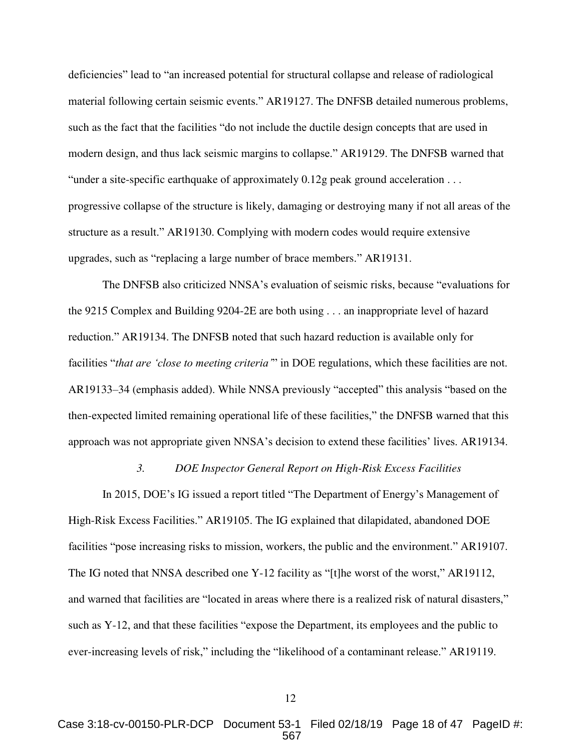deficiencies" lead to "an increased potential for structural collapse and release of radiological material following certain seismic events." AR19127. The DNFSB detailed numerous problems, such as the fact that the facilities "do not include the ductile design concepts that are used in modern design, and thus lack seismic margins to collapse." AR19129. The DNFSB warned that "under a site-specific earthquake of approximately 0.12g peak ground acceleration . . . progressive collapse of the structure is likely, damaging or destroying many if not all areas of the structure as a result." AR19130. Complying with modern codes would require extensive upgrades, such as "replacing a large number of brace members." AR19131.

The DNFSB also criticized NNSA's evaluation of seismic risks, because "evaluations for the 9215 Complex and Building 9204-2E are both using . . . an inappropriate level of hazard reduction." AR19134. The DNFSB noted that such hazard reduction is available only for facilities "*that are 'close to meeting criteria'*" in DOE regulations, which these facilities are not. AR19133–34 (emphasis added). While NNSA previously "accepted" this analysis "based on the then-expected limited remaining operational life of these facilities," the DNFSB warned that this approach was not appropriate given NNSA's decision to extend these facilities' lives. AR19134.

### *3. DOE Inspector General Report on High-Risk Excess Facilities*

In 2015, DOE's IG issued a report titled "The Department of Energy's Management of High-Risk Excess Facilities." AR19105. The IG explained that dilapidated, abandoned DOE facilities "pose increasing risks to mission, workers, the public and the environment." AR19107. The IG noted that NNSA described one Y-12 facility as "[t]he worst of the worst," AR19112, and warned that facilities are "located in areas where there is a realized risk of natural disasters," such as Y-12, and that these facilities "expose the Department, its employees and the public to ever-increasing levels of risk," including the "likelihood of a contaminant release." AR19119.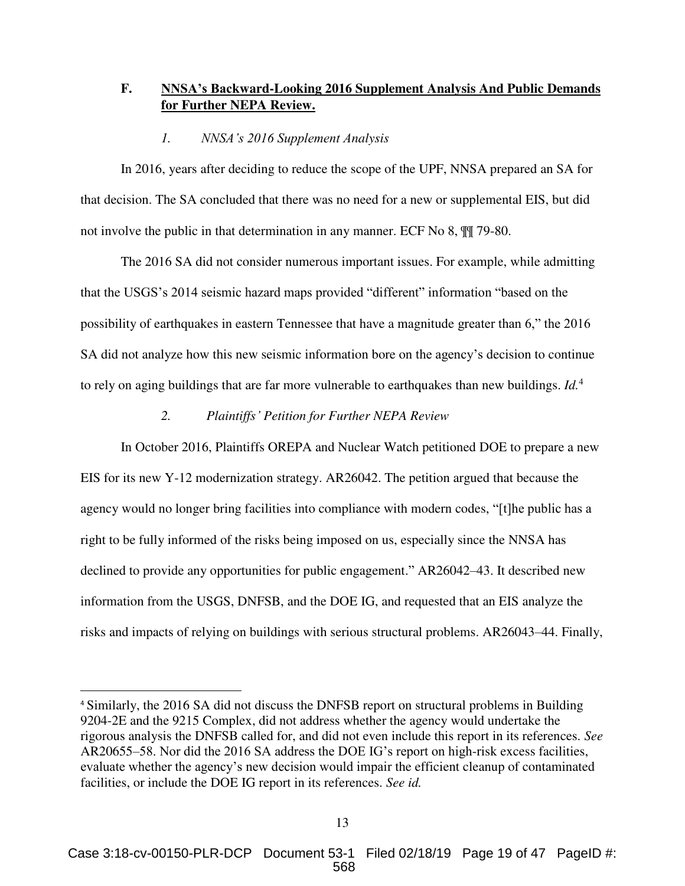### F. **NNSA's Backward-Looking 2016 Supplement Analysis And Public Demands for Further NEPA Review.**

#### *1. NNSA's 2016 Supplement Analysis*

In 2016, years after deciding to reduce the scope of the UPF, NNSA prepared an SA for that decision. The SA concluded that there was no need for a new or supplemental EIS, but did not involve the public in that determination in any manner. ECF No 8, ¶¶ 79-80.

The 2016 SA did not consider numerous important issues. For example, while admitting that the USGS's 2014 seismic hazard maps provided "different" information "based on the possibility of earthquakes in eastern Tennessee that have a magnitude greater than 6," the 2016 SA did not analyze how this new seismic information bore on the agency's decision to continue to rely on aging buildings that are far more vulnerable to earthquakes than new buildings. *Id.*[4]

#### *2. Plaintiffs' Petition for Further NEPA Review*

In October 2016, Plaintiffs OREPA and Nuclear Watch petitioned DOE to prepare a new EIS for its new Y-12 modernization strategy. AR26042. The petition argued that because the agency would no longer bring facilities into compliance with modern codes, "[t]he public has a right to be fully informed of the risks being imposed on us, especially since the NNSA has declined to provide any opportunities for public engagement." AR26042–43. It described new information from the USGS, DNFSB, and the DOE IG, and requested that an EIS analyze the risks and impacts of relying on buildings with serious structural problems. AR26043–44. Finally,

---

[4] Similarly, the 2016 SA did not discuss the DNFSB report on structural problems in Building 9204-2E and the 9215 Complex, did not address whether the agency would undertake the rigorous analysis the DNFSB called for, and did not even include this report in its references. *See* AR20655–58. Nor did the 2016 SA address the DOE IG's report on high-risk excess facilities, evaluate whether the agency's new decision would impair the efficient cleanup of contaminated facilities, or include the DOE IG report in its references. *See id.*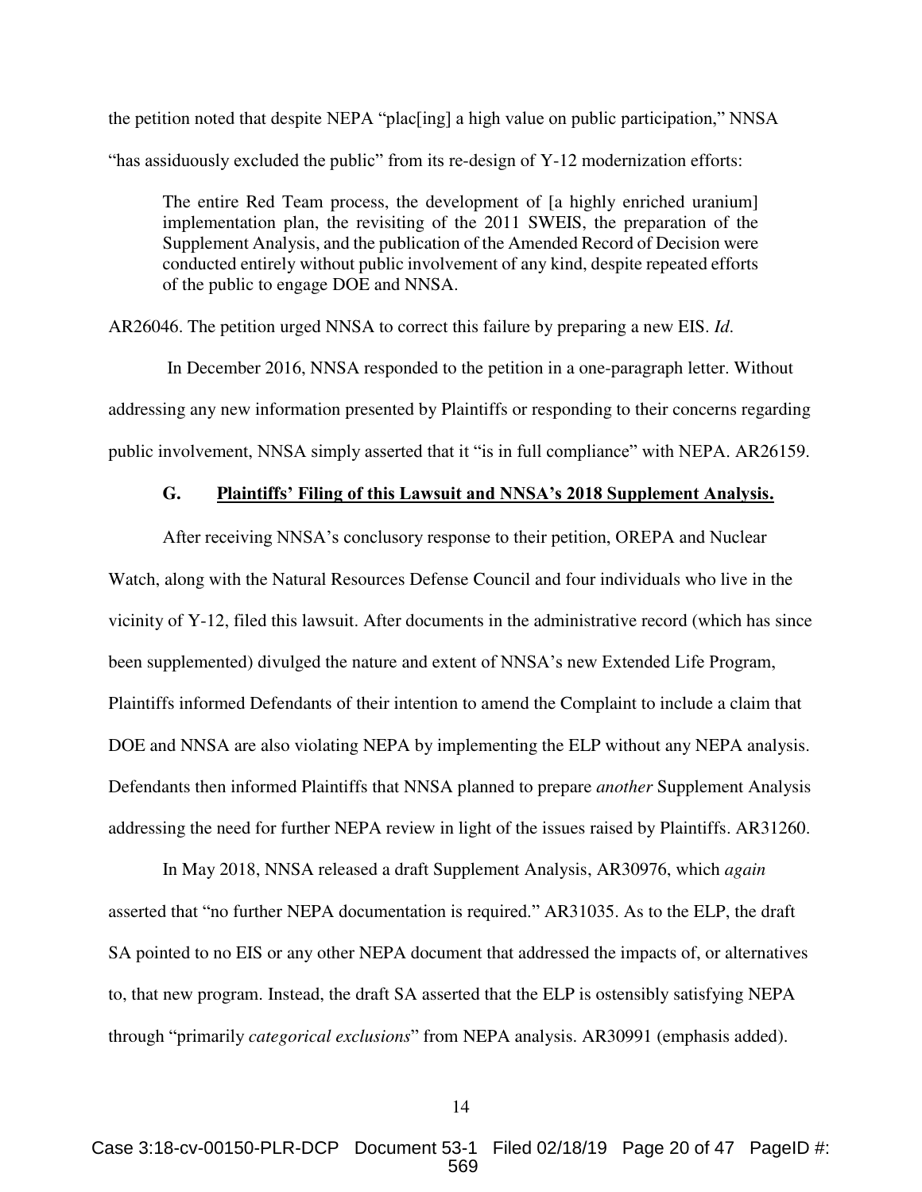the petition noted that despite NEPA "plac[ing] a high value on public participation," NNSA "has assiduously excluded the public" from its re-design of Y-12 modernization efforts:

> The entire Red Team process, the development of [a highly enriched uranium] implementation plan, the revisiting of the 2011 SWEIS, the preparation of the Supplement Analysis, and the publication of the Amended Record of Decision were conducted entirely without public involvement of any kind, despite repeated efforts of the public to engage DOE and NNSA.

AR26046. The petition urged NNSA to correct this failure by preparing a new EIS. *Id*.

In December 2016, NNSA responded to the petition in a one-paragraph letter. Without addressing any new information presented by Plaintiffs or responding to their concerns regarding public involvement, NNSA simply asserted that it "is in full compliance" with NEPA. AR26159.

### G. Plaintiffs' Filing of this Lawsuit and NNSA's 2018 Supplement Analysis.

After receiving NNSA's conclusory response to their petition, OREPA and Nuclear Watch, along with the Natural Resources Defense Council and four individuals who live in the vicinity of Y-12, filed this lawsuit. After documents in the administrative record (which has since been supplemented) divulged the nature and extent of NNSA's new Extended Life Program, Plaintiffs informed Defendants of their intention to amend the Complaint to include a claim that DOE and NNSA are also violating NEPA by implementing the ELP without any NEPA analysis. Defendants then informed Plaintiffs that NNSA planned to prepare *another* Supplement Analysis addressing the need for further NEPA review in light of the issues raised by Plaintiffs. AR31260.

In May 2018, NNSA released a draft Supplement Analysis, AR30976, which *again* asserted that "no further NEPA documentation is required." AR31035. As to the ELP, the draft SA pointed to no EIS or any other NEPA document that addressed the impacts of, or alternatives to, that new program. Instead, the draft SA asserted that the ELP is ostensibly satisfying NEPA through "primarily *categorical exclusions*" from NEPA analysis. AR30991 (emphasis added).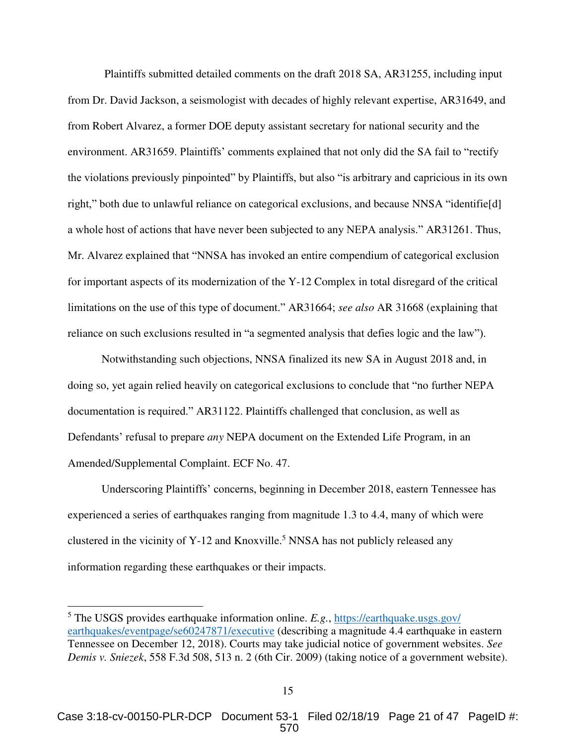Plaintiffs submitted detailed comments on the draft 2018 SA, AR31255, including input from Dr. David Jackson, a seismologist with decades of highly relevant expertise, AR31649, and from Robert Alvarez, a former DOE deputy assistant secretary for national security and the environment. AR31659. Plaintiffs' comments explained that not only did the SA fail to "rectify the violations previously pinpointed" by Plaintiffs, but also "is arbitrary and capricious in its own right," both due to unlawful reliance on categorical exclusions, and because NNSA "identifie[d] a whole host of actions that have never been subjected to any NEPA analysis." AR31261. Thus, Mr. Alvarez explained that "NNSA has invoked an entire compendium of categorical exclusion for important aspects of its modernization of the Y-12 Complex in total disregard of the critical limitations on the use of this type of document." AR31664; *see also* AR 31668 (explaining that reliance on such exclusions resulted in "a segmented analysis that defies logic and the law").

Notwithstanding such objections, NNSA finalized its new SA in August 2018 and, in doing so, yet again relied heavily on categorical exclusions to conclude that "no further NEPA documentation is required." AR31122. Plaintiffs challenged that conclusion, as well as Defendants' refusal to prepare *any* NEPA document on the Extended Life Program, in an Amended/Supplemental Complaint. ECF No. 47.

Underscoring Plaintiffs' concerns, beginning in December 2018, eastern Tennessee has experienced a series of earthquakes ranging from magnitude 1.3 to 4.4, many of which were clustered in the vicinity of Y-12 and Knoxville.[5] NNSA has not publicly released any information regarding these earthquakes or their impacts.

---

[5] The USGS provides earthquake information online. *E.g.*, https://earthquake.usgs.gov/earthquakes/eventpage/se60247871/executive (describing a magnitude 4.4 earthquake in eastern Tennessee on December 12, 2018). Courts may take judicial notice of government websites. *See Demis v. Sniezek*, 558 F.3d 508, 513 n. 2 (6th Cir. 2009) (taking notice of a government website).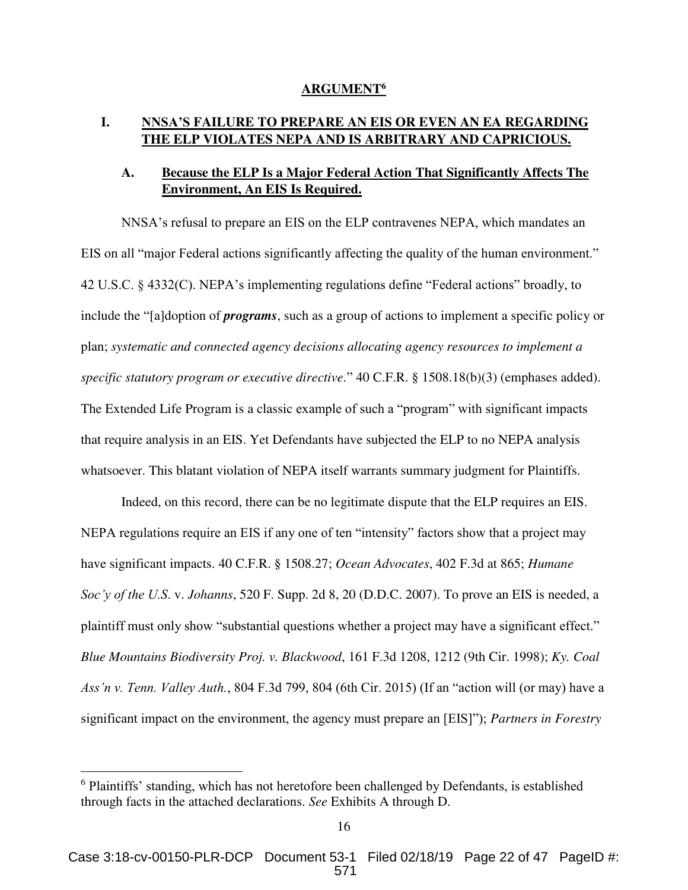## ARGUMENT[6]

### I. NNSA'S FAILURE TO PREPARE AN EIS OR EVEN AN EA REGARDING THE ELP VIOLATES NEPA AND IS ARBITRARY AND CAPRICIOUS.

#### A. Because the ELP Is a Major Federal Action That Significantly Affects The Environment, An EIS Is Required.

NNSA's refusal to prepare an EIS on the ELP contravenes NEPA, which mandates an EIS on all "major Federal actions significantly affecting the quality of the human environment." 42 U.S.C. § 4332(C). NEPA's implementing regulations define "Federal actions" broadly, to include the "[a]doption of ***programs***, such as a group of actions to implement a specific policy or plan; *systematic and connected agency decisions allocating agency resources to implement a specific statutory program or executive directive*." 40 C.F.R. § 1508.18(b)(3) (emphases added). The Extended Life Program is a classic example of such a "program" with significant impacts that require analysis in an EIS. Yet Defendants have subjected the ELP to no NEPA analysis whatsoever. This blatant violation of NEPA itself warrants summary judgment for Plaintiffs.

Indeed, on this record, there can be no legitimate dispute that the ELP requires an EIS. NEPA regulations require an EIS if any one of ten "intensity" factors show that a project may have significant impacts. 40 C.F.R. § 1508.27; *Ocean Advocates*, 402 F.3d at 865; *Humane Soc'y of the U.S.* v. *Johanns*, 520 F. Supp. 2d 8, 20 (D.D.C. 2007). To prove an EIS is needed, a plaintiff must only show "substantial questions whether a project may have a significant effect." *Blue Mountains Biodiversity Proj. v. Blackwood*, 161 F.3d 1208, 1212 (9th Cir. 1998); *Ky. Coal Ass'n v. Tenn. Valley Auth.*, 804 F.3d 799, 804 (6th Cir. 2015) (If an "action will (or may) have a significant impact on the environment, the agency must prepare an [EIS]"); *Partners in Forestry*

---

[6] Plaintiffs' standing, which has not heretofore been challenged by Defendants, is established through facts in the attached declarations. *See* Exhibits A through D.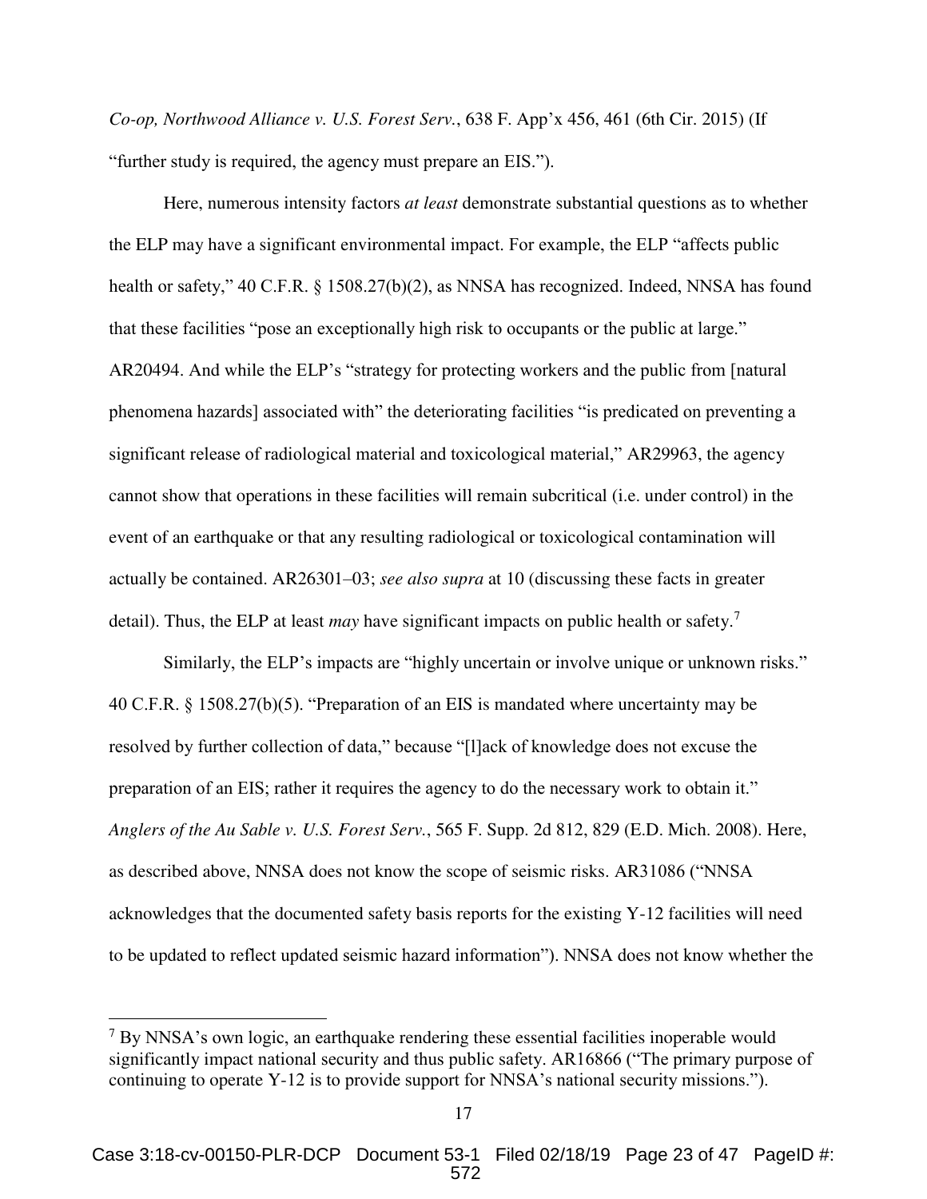*Co-op, Northwood Alliance v. U.S. Forest Serv.*, 638 F. App'x 456, 461 (6th Cir. 2015) (If "further study is required, the agency must prepare an EIS.").

Here, numerous intensity factors *at least* demonstrate substantial questions as to whether the ELP may have a significant environmental impact. For example, the ELP "affects public health or safety," 40 C.F.R. § 1508.27(b)(2), as NNSA has recognized. Indeed, NNSA has found that these facilities "pose an exceptionally high risk to occupants or the public at large." AR20494. And while the ELP's "strategy for protecting workers and the public from [natural phenomena hazards] associated with" the deteriorating facilities "is predicated on preventing a significant release of radiological material and toxicological material," AR29963, the agency cannot show that operations in these facilities will remain subcritical (i.e. under control) in the event of an earthquake or that any resulting radiological or toxicological contamination will actually be contained. AR26301–03; *see also supra* at 10 (discussing these facts in greater detail). Thus, the ELP at least *may* have significant impacts on public health or safety.[7]

Similarly, the ELP's impacts are "highly uncertain or involve unique or unknown risks." 40 C.F.R. § 1508.27(b)(5). "Preparation of an EIS is mandated where uncertainty may be resolved by further collection of data," because "[l]ack of knowledge does not excuse the preparation of an EIS; rather it requires the agency to do the necessary work to obtain it." *Anglers of the Au Sable v. U.S. Forest Serv.*, 565 F. Supp. 2d 812, 829 (E.D. Mich. 2008). Here, as described above, NNSA does not know the scope of seismic risks. AR31086 ("NNSA acknowledges that the documented safety basis reports for the existing Y-12 facilities will need to be updated to reflect updated seismic hazard information"). NNSA does not know whether the

---

[7] By NNSA's own logic, an earthquake rendering these essential facilities inoperable would significantly impact national security and thus public safety. AR16866 ("The primary purpose of continuing to operate Y-12 is to provide support for NNSA's national security missions.").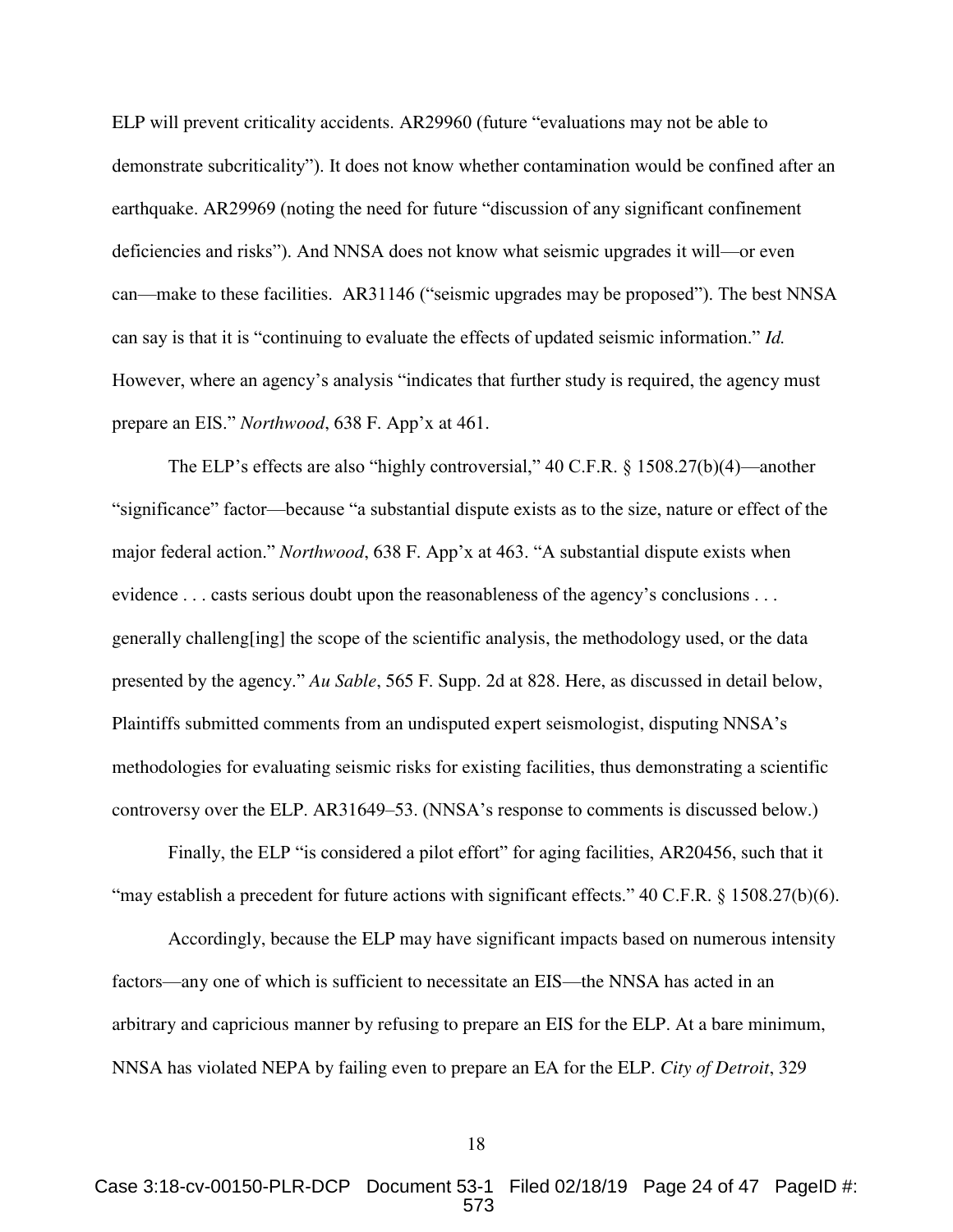ELP will prevent criticality accidents. AR29960 (future "evaluations may not be able to demonstrate subcriticality"). It does not know whether contamination would be confined after an earthquake. AR29969 (noting the need for future "discussion of any significant confinement deficiencies and risks"). And NNSA does not know what seismic upgrades it will—or even can—make to these facilities. AR31146 ("seismic upgrades may be proposed"). The best NNSA can say is that it is "continuing to evaluate the effects of updated seismic information." *Id.* However, where an agency's analysis "indicates that further study is required, the agency must prepare an EIS." *Northwood*, 638 F. App'x at 461.

The ELP's effects are also "highly controversial," 40 C.F.R. § 1508.27(b)(4)—another "significance" factor—because "a substantial dispute exists as to the size, nature or effect of the major federal action." *Northwood*, 638 F. App'x at 463. "A substantial dispute exists when evidence . . . casts serious doubt upon the reasonableness of the agency's conclusions . . . generally challeng[ing] the scope of the scientific analysis, the methodology used, or the data presented by the agency." *Au Sable*, 565 F. Supp. 2d at 828. Here, as discussed in detail below, Plaintiffs submitted comments from an undisputed expert seismologist, disputing NNSA's methodologies for evaluating seismic risks for existing facilities, thus demonstrating a scientific controversy over the ELP. AR31649–53. (NNSA's response to comments is discussed below.)

Finally, the ELP "is considered a pilot effort" for aging facilities, AR20456, such that it "may establish a precedent for future actions with significant effects." 40 C.F.R. § 1508.27(b)(6).

Accordingly, because the ELP may have significant impacts based on numerous intensity factors—any one of which is sufficient to necessitate an EIS—the NNSA has acted in an arbitrary and capricious manner by refusing to prepare an EIS for the ELP. At a bare minimum, NNSA has violated NEPA by failing even to prepare an EA for the ELP. *City of Detroit*, 329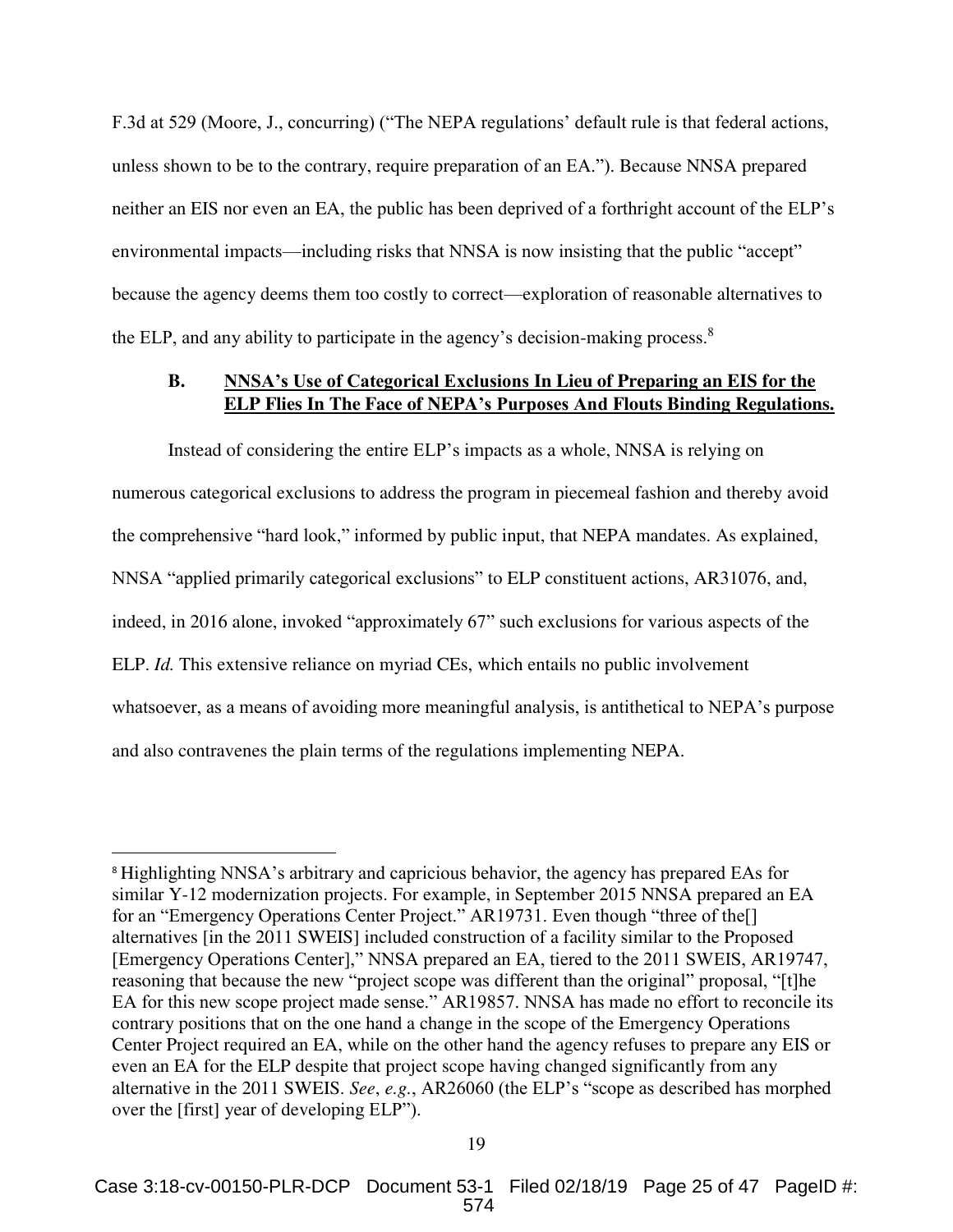F.3d at 529 (Moore, J., concurring) ("The NEPA regulations' default rule is that federal actions, unless shown to be to the contrary, require preparation of an EA."). Because NNSA prepared neither an EIS nor even an EA, the public has been deprived of a forthright account of the ELP's environmental impacts—including risks that NNSA is now insisting that the public "accept" because the agency deems them too costly to correct—exploration of reasonable alternatives to the ELP, and any ability to participate in the agency's decision-making process.[8]

### B. <u>NNSA's Use of Categorical Exclusions In Lieu of Preparing an EIS for the ELP Flies In The Face of NEPA's Purposes And Flouts Binding Regulations.</u>

Instead of considering the entire ELP's impacts as a whole, NNSA is relying on numerous categorical exclusions to address the program in piecemeal fashion and thereby avoid the comprehensive "hard look," informed by public input, that NEPA mandates. As explained, NNSA "applied primarily categorical exclusions" to ELP constituent actions, AR31076, and, indeed, in 2016 alone, invoked "approximately 67" such exclusions for various aspects of the ELP. *Id.* This extensive reliance on myriad CEs, which entails no public involvement whatsoever, as a means of avoiding more meaningful analysis, is antithetical to NEPA's purpose and also contravenes the plain terms of the regulations implementing NEPA.

---

[8] Highlighting NNSA's arbitrary and capricious behavior, the agency has prepared EAs for similar Y-12 modernization projects. For example, in September 2015 NNSA prepared an EA for an "Emergency Operations Center Project." AR19731. Even though "three of the[] alternatives [in the 2011 SWEIS] included construction of a facility similar to the Proposed [Emergency Operations Center]," NNSA prepared an EA, tiered to the 2011 SWEIS, AR19747, reasoning that because the new "project scope was different than the original" proposal, "[t]he EA for this new scope project made sense." AR19857. NNSA has made no effort to reconcile its contrary positions that on the one hand a change in the scope of the Emergency Operations Center Project required an EA, while on the other hand the agency refuses to prepare any EIS or even an EA for the ELP despite that project scope having changed significantly from any alternative in the 2011 SWEIS. *See*, *e.g.*, AR26060 (the ELP's "scope as described has morphed over the [first] year of developing ELP").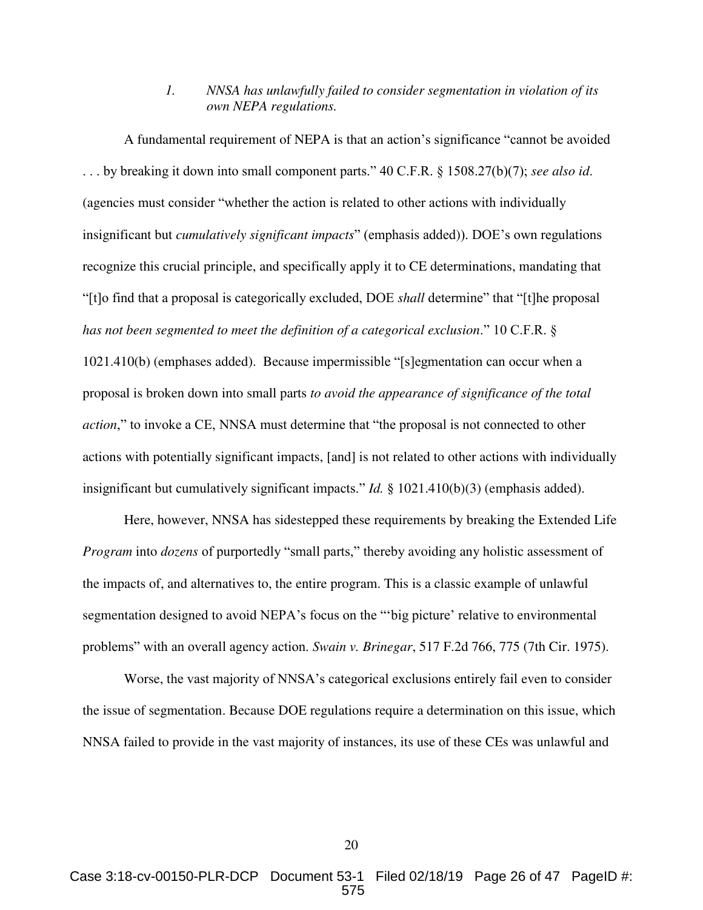### 1. *NNSA has unlawfully failed to consider segmentation in violation of its own NEPA regulations.*

A fundamental requirement of NEPA is that an action's significance "cannot be avoided . . . by breaking it down into small component parts." 40 C.F.R. § 1508.27(b)(7); *see also id*. (agencies must consider "whether the action is related to other actions with individually insignificant but *cumulatively significant impacts*" (emphasis added)). DOE's own regulations recognize this crucial principle, and specifically apply it to CE determinations, mandating that "[t]o find that a proposal is categorically excluded, DOE *shall* determine" that "[t]he proposal *has not been segmented to meet the definition of a categorical exclusion*." 10 C.F.R. § 1021.410(b) (emphases added). Because impermissible "[s]egmentation can occur when a proposal is broken down into small parts *to avoid the appearance of significance of the total action*," to invoke a CE, NNSA must determine that "the proposal is not connected to other actions with potentially significant impacts, [and] is not related to other actions with individually insignificant but cumulatively significant impacts." *Id.* § 1021.410(b)(3) (emphasis added).

Here, however, NNSA has sidestepped these requirements by breaking the Extended Life *Program* into *dozens* of purportedly "small parts," thereby avoiding any holistic assessment of the impacts of, and alternatives to, the entire program. This is a classic example of unlawful segmentation designed to avoid NEPA's focus on the "'big picture' relative to environmental problems" with an overall agency action. *Swain v. Brinegar*, 517 F.2d 766, 775 (7th Cir. 1975).

Worse, the vast majority of NNSA's categorical exclusions entirely fail even to consider the issue of segmentation. Because DOE regulations require a determination on this issue, which NNSA failed to provide in the vast majority of instances, its use of these CEs was unlawful and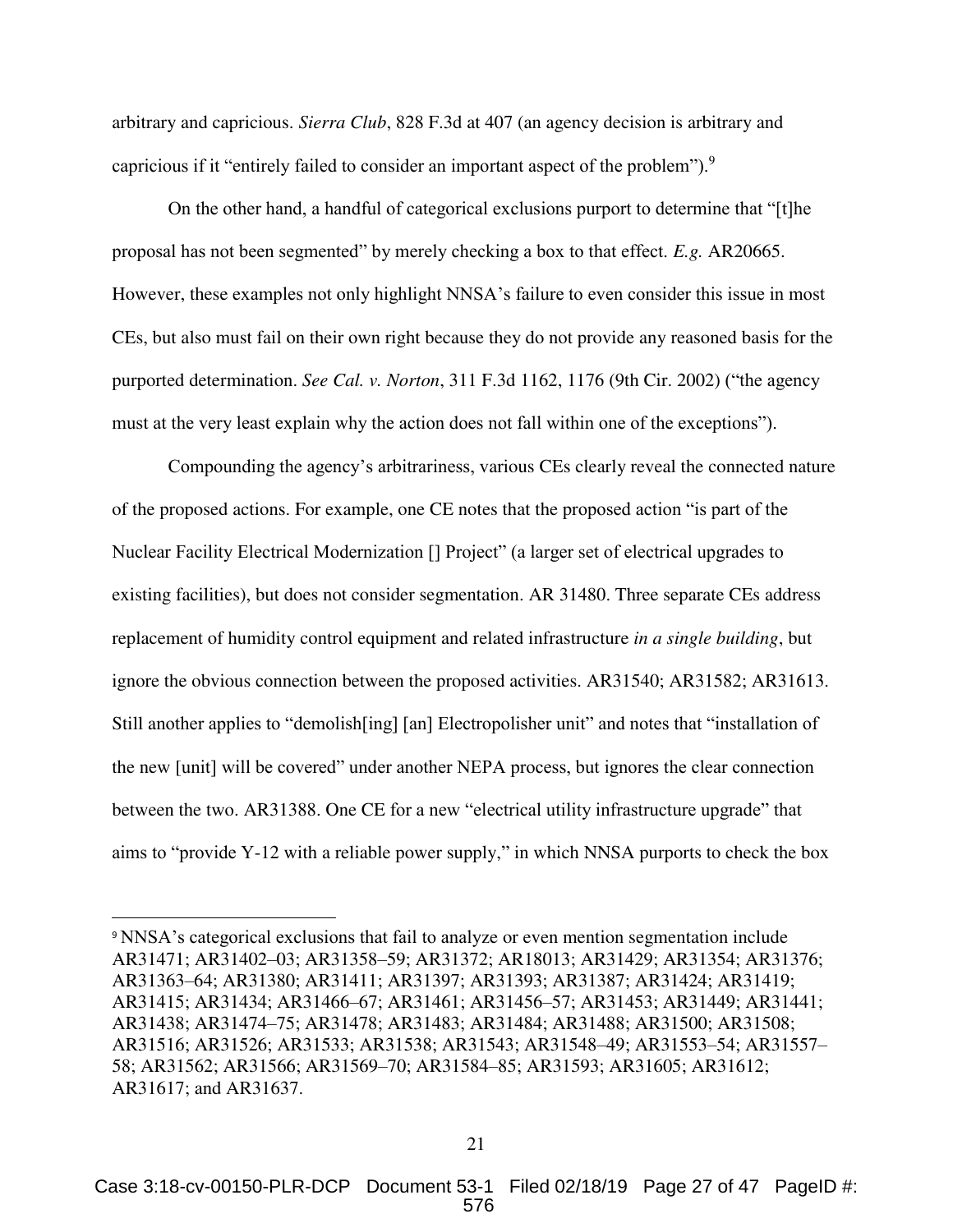arbitrary and capricious. *Sierra Club*, 828 F.3d at 407 (an agency decision is arbitrary and capricious if it "entirely failed to consider an important aspect of the problem").[9]

On the other hand, a handful of categorical exclusions purport to determine that "[t]he proposal has not been segmented" by merely checking a box to that effect. *E.g.* AR20665. However, these examples not only highlight NNSA's failure to even consider this issue in most CEs, but also must fail on their own right because they do not provide any reasoned basis for the purported determination. *See Cal. v. Norton*, 311 F.3d 1162, 1176 (9th Cir. 2002) ("the agency must at the very least explain why the action does not fall within one of the exceptions").

Compounding the agency's arbitrariness, various CEs clearly reveal the connected nature of the proposed actions. For example, one CE notes that the proposed action "is part of the Nuclear Facility Electrical Modernization [] Project" (a larger set of electrical upgrades to existing facilities), but does not consider segmentation. AR 31480. Three separate CEs address replacement of humidity control equipment and related infrastructure *in a single building*, but ignore the obvious connection between the proposed activities. AR31540; AR31582; AR31613. Still another applies to "demolish[ing] [an] Electropolisher unit" and notes that "installation of the new [unit] will be covered" under another NEPA process, but ignores the clear connection between the two. AR31388. One CE for a new "electrical utility infrastructure upgrade" that aims to "provide Y-12 with a reliable power supply," in which NNSA purports to check the box

---

[9] NNSA's categorical exclusions that fail to analyze or even mention segmentation include AR31471; AR31402–03; AR31358–59; AR31372; AR18013; AR31429; AR31354; AR31376; AR31363–64; AR31380; AR31411; AR31397; AR31393; AR31387; AR31424; AR31419; AR31415; AR31434; AR31466–67; AR31461; AR31456–57; AR31453; AR31449; AR31441; AR31438; AR31474–75; AR31478; AR31483; AR31484; AR31488; AR31500; AR31508; AR31516; AR31526; AR31533; AR31538; AR31543; AR31548–49; AR31553–54; AR31557–58; AR31562; AR31566; AR31569–70; AR31584–85; AR31593; AR31605; AR31612; AR31617; and AR31637.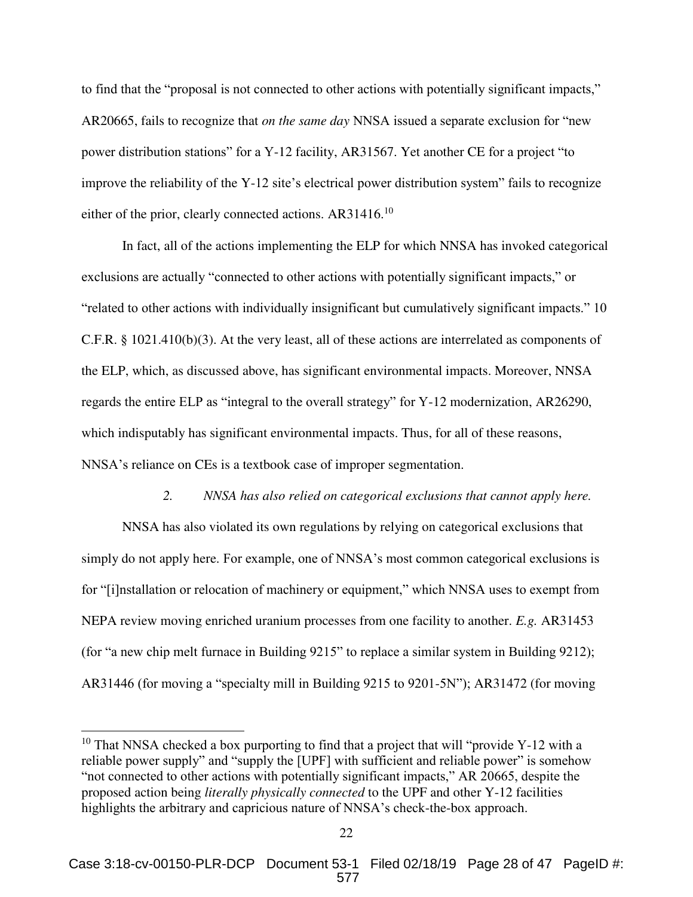to find that the "proposal is not connected to other actions with potentially significant impacts," AR20665, fails to recognize that *on the same day* NNSA issued a separate exclusion for "new power distribution stations" for a Y-12 facility, AR31567. Yet another CE for a project "to improve the reliability of the Y-12 site's electrical power distribution system" fails to recognize either of the prior, clearly connected actions. AR31416.[10]

In fact, all of the actions implementing the ELP for which NNSA has invoked categorical exclusions are actually "connected to other actions with potentially significant impacts," or "related to other actions with individually insignificant but cumulatively significant impacts." 10 C.F.R. § 1021.410(b)(3). At the very least, all of these actions are interrelated as components of the ELP, which, as discussed above, has significant environmental impacts. Moreover, NNSA regards the entire ELP as "integral to the overall strategy" for Y-12 modernization, AR26290, which indisputably has significant environmental impacts. Thus, for all of these reasons, NNSA's reliance on CEs is a textbook case of improper segmentation.

*2. NNSA has also relied on categorical exclusions that cannot apply here.*

NNSA has also violated its own regulations by relying on categorical exclusions that simply do not apply here. For example, one of NNSA's most common categorical exclusions is for "[i]nstallation or relocation of machinery or equipment," which NNSA uses to exempt from NEPA review moving enriched uranium processes from one facility to another. *E.g.* AR31453 (for "a new chip melt furnace in Building 9215" to replace a similar system in Building 9212); AR31446 (for moving a "specialty mill in Building 9215 to 9201-5N"); AR31472 (for moving

[10] That NNSA checked a box purporting to find that a project that will "provide Y-12 with a reliable power supply" and "supply the [UPF] with sufficient and reliable power" is somehow "not connected to other actions with potentially significant impacts," AR 20665, despite the proposed action being *literally physically connected* to the UPF and other Y-12 facilities highlights the arbitrary and capricious nature of NNSA's check-the-box approach.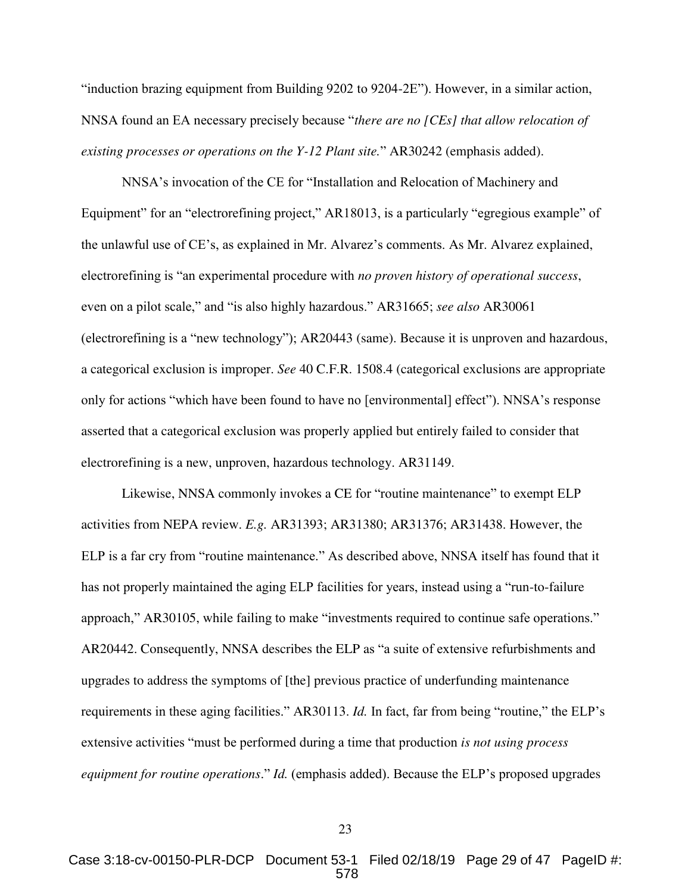"induction brazing equipment from Building 9202 to 9204-2E"). However, in a similar action, NNSA found an EA necessary precisely because "*there are no [CEs] that allow relocation of existing processes or operations on the Y-12 Plant site.*" AR30242 (emphasis added).

NNSA's invocation of the CE for "Installation and Relocation of Machinery and Equipment" for an "electrorefining project," AR18013, is a particularly "egregious example" of the unlawful use of CE's, as explained in Mr. Alvarez's comments. As Mr. Alvarez explained, electrorefining is "an experimental procedure with *no proven history of operational success*, even on a pilot scale," and "is also highly hazardous." AR31665; *see also* AR30061 (electrorefining is a "new technology"); AR20443 (same). Because it is unproven and hazardous, a categorical exclusion is improper. *See* 40 C.F.R. 1508.4 (categorical exclusions are appropriate only for actions "which have been found to have no [environmental] effect"). NNSA's response asserted that a categorical exclusion was properly applied but entirely failed to consider that electrorefining is a new, unproven, hazardous technology. AR31149.

Likewise, NNSA commonly invokes a CE for "routine maintenance" to exempt ELP activities from NEPA review. *E.g.* AR31393; AR31380; AR31376; AR31438. However, the ELP is a far cry from "routine maintenance." As described above, NNSA itself has found that it has not properly maintained the aging ELP facilities for years, instead using a "run-to-failure approach," AR30105, while failing to make "investments required to continue safe operations." AR20442. Consequently, NNSA describes the ELP as "a suite of extensive refurbishments and upgrades to address the symptoms of [the] previous practice of underfunding maintenance requirements in these aging facilities." AR30113. *Id.* In fact, far from being "routine," the ELP's extensive activities "must be performed during a time that production *is not using process equipment for routine operations*." *Id.* (emphasis added). Because the ELP's proposed upgrades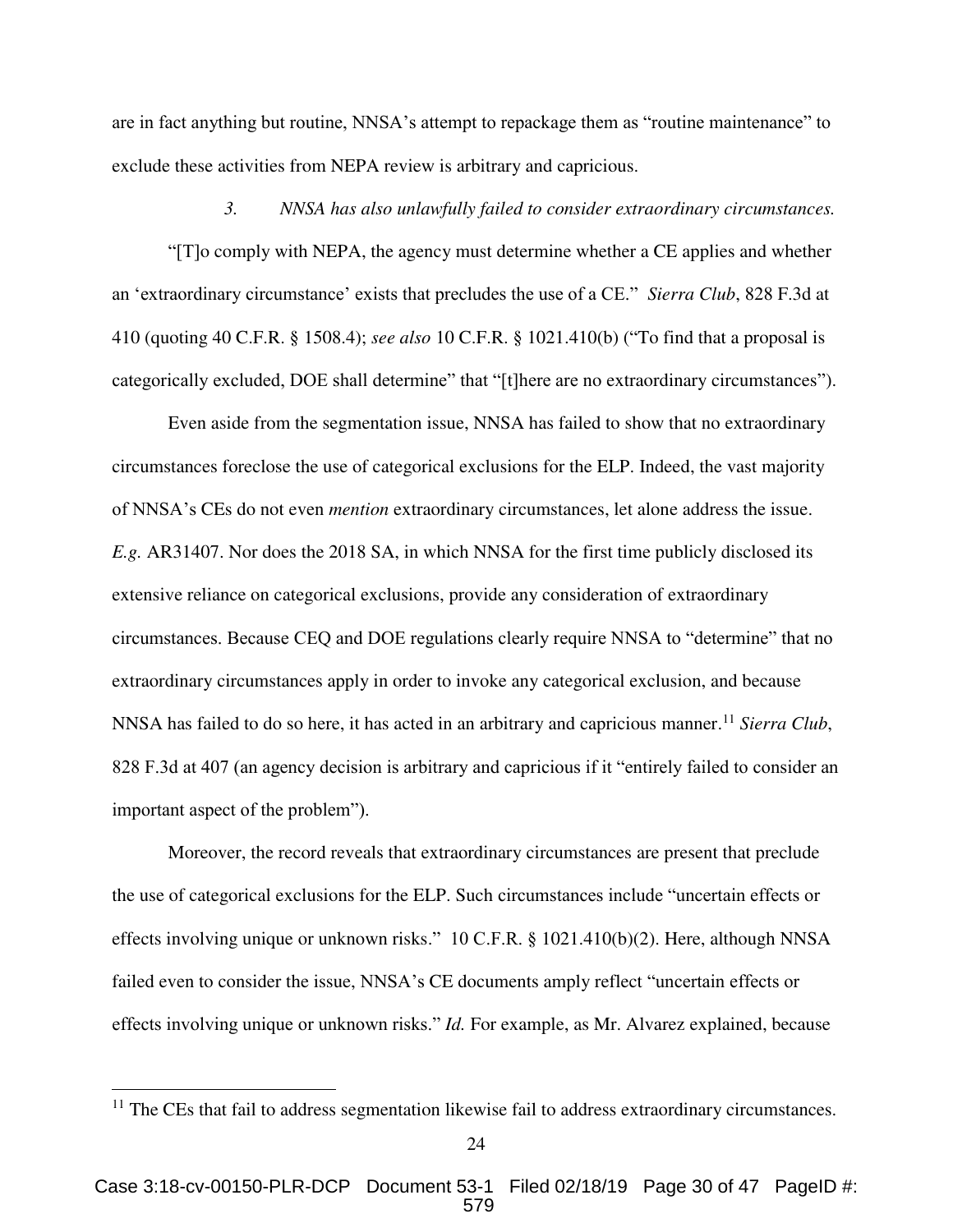are in fact anything but routine, NNSA's attempt to repackage them as "routine maintenance" to exclude these activities from NEPA review is arbitrary and capricious.

*3. NNSA has also unlawfully failed to consider extraordinary circumstances.*

"[T]o comply with NEPA, the agency must determine whether a CE applies and whether an 'extraordinary circumstance' exists that precludes the use of a CE." *Sierra Club*, 828 F.3d at 410 (quoting 40 C.F.R. § 1508.4); *see also* 10 C.F.R. § 1021.410(b) ("To find that a proposal is categorically excluded, DOE shall determine" that "[t]here are no extraordinary circumstances").

Even aside from the segmentation issue, NNSA has failed to show that no extraordinary circumstances foreclose the use of categorical exclusions for the ELP. Indeed, the vast majority of NNSA's CEs do not even *mention* extraordinary circumstances, let alone address the issue. *E.g.* AR31407. Nor does the 2018 SA, in which NNSA for the first time publicly disclosed its extensive reliance on categorical exclusions, provide any consideration of extraordinary circumstances. Because CEQ and DOE regulations clearly require NNSA to "determine" that no extraordinary circumstances apply in order to invoke any categorical exclusion, and because NNSA has failed to do so here, it has acted in an arbitrary and capricious manner.[11] *Sierra Club*, 828 F.3d at 407 (an agency decision is arbitrary and capricious if it "entirely failed to consider an important aspect of the problem").

Moreover, the record reveals that extraordinary circumstances are present that preclude the use of categorical exclusions for the ELP. Such circumstances include "uncertain effects or effects involving unique or unknown risks." 10 C.F.R. § 1021.410(b)(2). Here, although NNSA failed even to consider the issue, NNSA's CE documents amply reflect "uncertain effects or effects involving unique or unknown risks." *Id.* For example, as Mr. Alvarez explained, because

[11] The CEs that fail to address segmentation likewise fail to address extraordinary circumstances.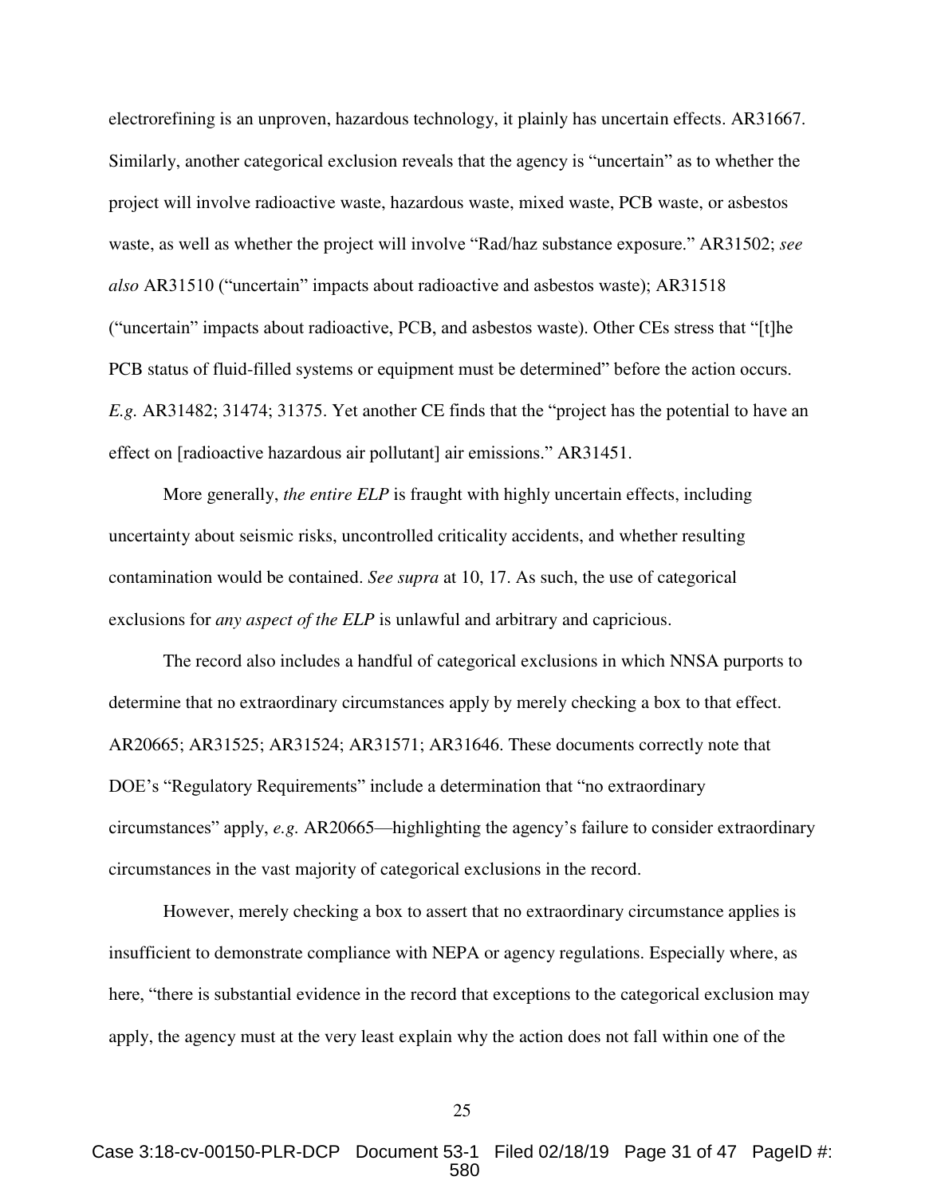electrorefining is an unproven, hazardous technology, it plainly has uncertain effects. AR31667. Similarly, another categorical exclusion reveals that the agency is "uncertain" as to whether the project will involve radioactive waste, hazardous waste, mixed waste, PCB waste, or asbestos waste, as well as whether the project will involve "Rad/haz substance exposure." AR31502; *see also* AR31510 ("uncertain" impacts about radioactive and asbestos waste); AR31518 ("uncertain" impacts about radioactive, PCB, and asbestos waste). Other CEs stress that "[t]he PCB status of fluid-filled systems or equipment must be determined" before the action occurs. *E.g.* AR31482; 31474; 31375. Yet another CE finds that the "project has the potential to have an effect on [radioactive hazardous air pollutant] air emissions." AR31451.

More generally, *the entire ELP* is fraught with highly uncertain effects, including uncertainty about seismic risks, uncontrolled criticality accidents, and whether resulting contamination would be contained. *See supra* at 10, 17. As such, the use of categorical exclusions for *any aspect of the ELP* is unlawful and arbitrary and capricious.

The record also includes a handful of categorical exclusions in which NNSA purports to determine that no extraordinary circumstances apply by merely checking a box to that effect. AR20665; AR31525; AR31524; AR31571; AR31646. These documents correctly note that DOE's "Regulatory Requirements" include a determination that "no extraordinary circumstances" apply, *e.g.* AR20665—highlighting the agency's failure to consider extraordinary circumstances in the vast majority of categorical exclusions in the record.

However, merely checking a box to assert that no extraordinary circumstance applies is insufficient to demonstrate compliance with NEPA or agency regulations. Especially where, as here, "there is substantial evidence in the record that exceptions to the categorical exclusion may apply, the agency must at the very least explain why the action does not fall within one of the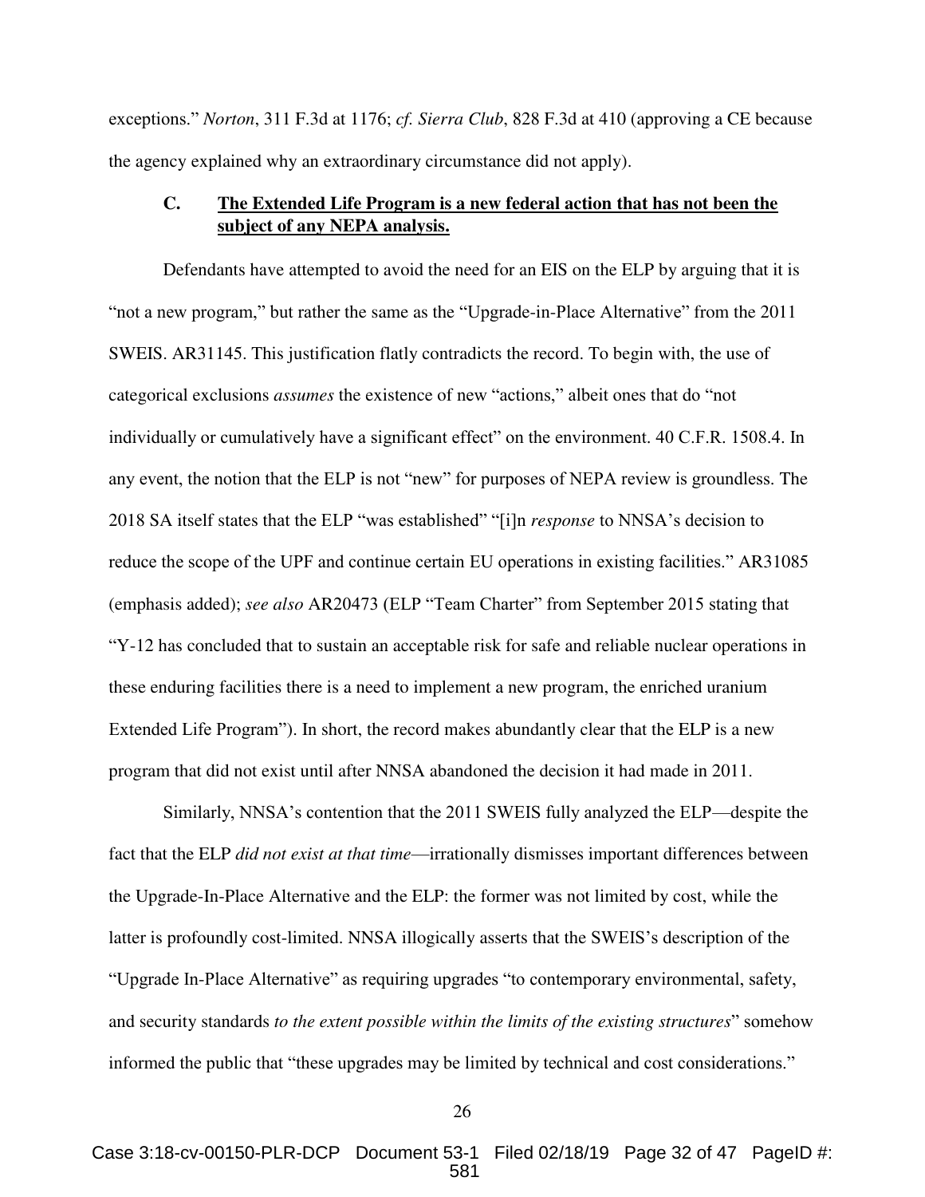exceptions." *Norton*, 311 F.3d at 1176; *cf. Sierra Club*, 828 F.3d at 410 (approving a CE because the agency explained why an extraordinary circumstance did not apply).

### C. **The Extended Life Program is a new federal action that has not been the subject of any NEPA analysis.**

Defendants have attempted to avoid the need for an EIS on the ELP by arguing that it is "not a new program," but rather the same as the "Upgrade-in-Place Alternative" from the 2011 SWEIS. AR31145. This justification flatly contradicts the record. To begin with, the use of categorical exclusions *assumes* the existence of new "actions," albeit ones that do "not individually or cumulatively have a significant effect" on the environment. 40 C.F.R. 1508.4. In any event, the notion that the ELP is not "new" for purposes of NEPA review is groundless. The 2018 SA itself states that the ELP "was established" "[i]n *response* to NNSA's decision to reduce the scope of the UPF and continue certain EU operations in existing facilities." AR31085 (emphasis added); *see also* AR20473 (ELP "Team Charter" from September 2015 stating that "Y-12 has concluded that to sustain an acceptable risk for safe and reliable nuclear operations in these enduring facilities there is a need to implement a new program, the enriched uranium Extended Life Program"). In short, the record makes abundantly clear that the ELP is a new program that did not exist until after NNSA abandoned the decision it had made in 2011.

Similarly, NNSA's contention that the 2011 SWEIS fully analyzed the ELP—despite the fact that the ELP *did not exist at that time*—irrationally dismisses important differences between the Upgrade-In-Place Alternative and the ELP: the former was not limited by cost, while the latter is profoundly cost-limited. NNSA illogically asserts that the SWEIS's description of the "Upgrade In-Place Alternative" as requiring upgrades "to contemporary environmental, safety, and security standards *to the extent possible within the limits of the existing structures*" somehow informed the public that "these upgrades may be limited by technical and cost considerations."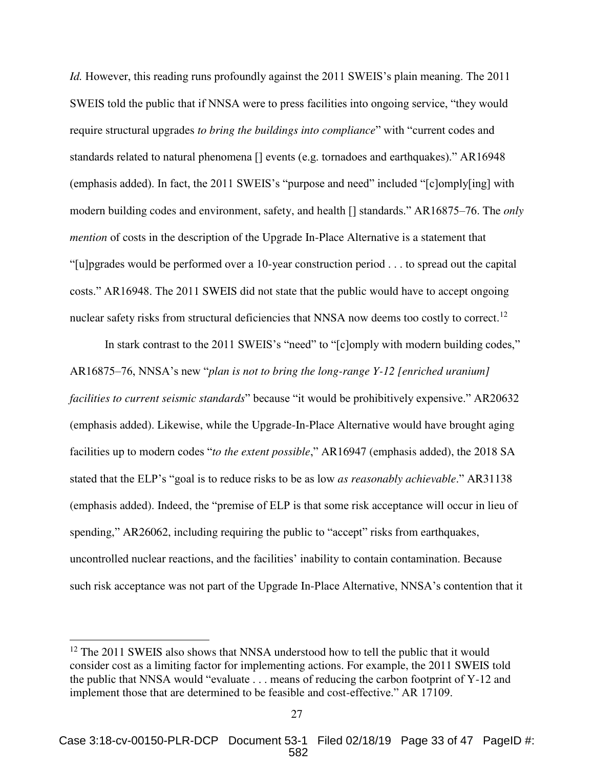*Id.* However, this reading runs profoundly against the 2011 SWEIS's plain meaning. The 2011 SWEIS told the public that if NNSA were to press facilities into ongoing service, "they would require structural upgrades *to bring the buildings into compliance*" with "current codes and standards related to natural phenomena [] events (e.g. tornadoes and earthquakes)." AR16948 (emphasis added). In fact, the 2011 SWEIS's "purpose and need" included "[c]omply[ing] with modern building codes and environment, safety, and health [] standards." AR16875–76. The *only mention* of costs in the description of the Upgrade In-Place Alternative is a statement that "[u]pgrades would be performed over a 10-year construction period . . . to spread out the capital costs." AR16948. The 2011 SWEIS did not state that the public would have to accept ongoing nuclear safety risks from structural deficiencies that NNSA now deems too costly to correct.[12]

In stark contrast to the 2011 SWEIS's "need" to "[c]omply with modern building codes," AR16875–76, NNSA's new "*plan is not to bring the long-range Y-12 [enriched uranium] facilities to current seismic standards*" because "it would be prohibitively expensive." AR20632 (emphasis added). Likewise, while the Upgrade-In-Place Alternative would have brought aging facilities up to modern codes "*to the extent possible*," AR16947 (emphasis added), the 2018 SA stated that the ELP's "goal is to reduce risks to be as low *as reasonably achievable*." AR31138 (emphasis added). Indeed, the "premise of ELP is that some risk acceptance will occur in lieu of spending," AR26062, including requiring the public to "accept" risks from earthquakes, uncontrolled nuclear reactions, and the facilities' inability to contain contamination. Because such risk acceptance was not part of the Upgrade In-Place Alternative, NNSA's contention that it

---

[12] The 2011 SWEIS also shows that NNSA understood how to tell the public that it would consider cost as a limiting factor for implementing actions. For example, the 2011 SWEIS told the public that NNSA would "evaluate . . . means of reducing the carbon footprint of Y-12 and implement those that are determined to be feasible and cost-effective." AR 17109.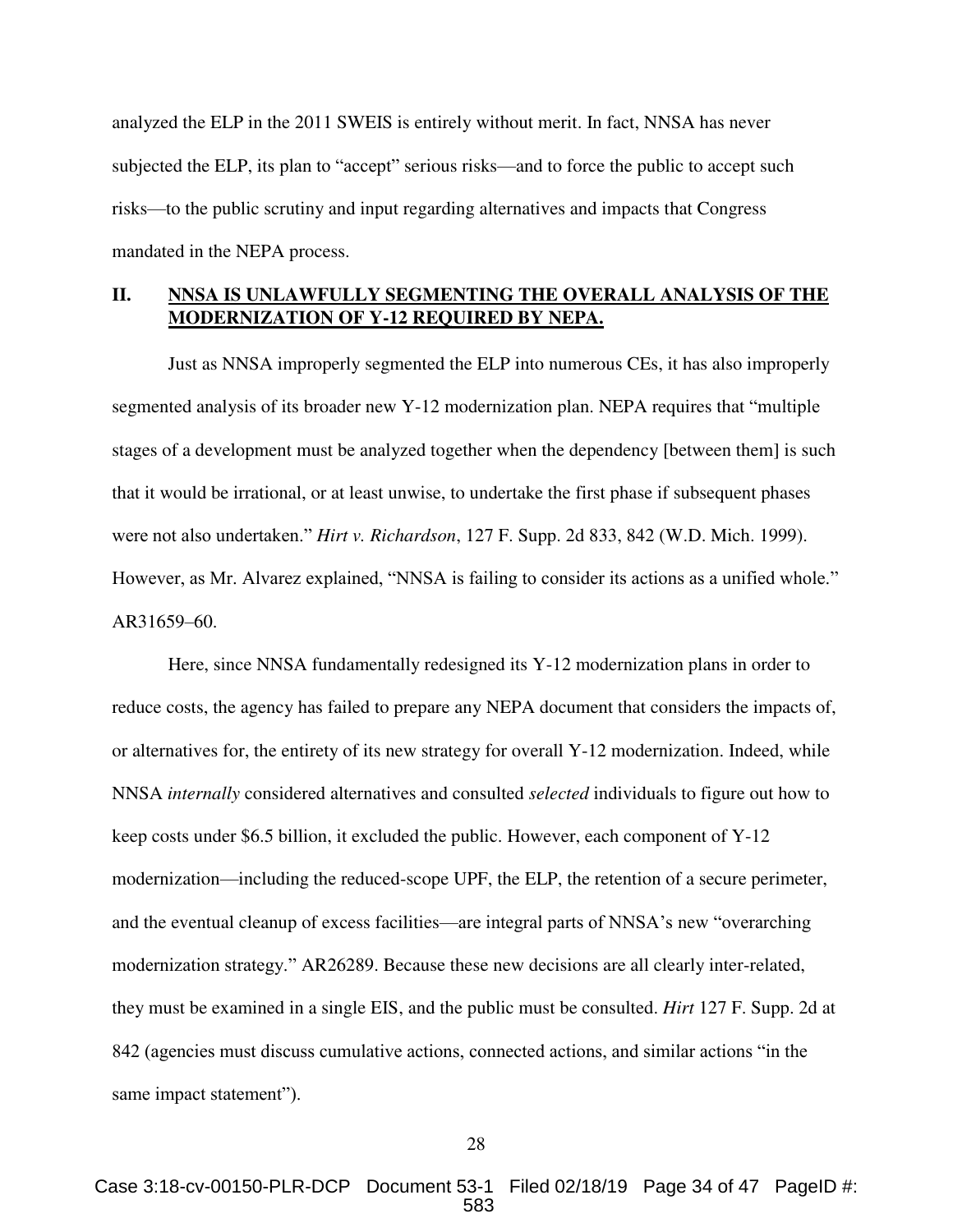analyzed the ELP in the 2011 SWEIS is entirely without merit. In fact, NNSA has never subjected the ELP, its plan to "accept" serious risks—and to force the public to accept such risks—to the public scrutiny and input regarding alternatives and impacts that Congress mandated in the NEPA process.

## II. <u>NNSA IS UNLAWFULLY SEGMENTING THE OVERALL ANALYSIS OF THE MODERNIZATION OF Y-12 REQUIRED BY NEPA.</u>

Just as NNSA improperly segmented the ELP into numerous CEs, it has also improperly segmented analysis of its broader new Y-12 modernization plan. NEPA requires that "multiple stages of a development must be analyzed together when the dependency [between them] is such that it would be irrational, or at least unwise, to undertake the first phase if subsequent phases were not also undertaken." *Hirt v. Richardson*, 127 F. Supp. 2d 833, 842 (W.D. Mich. 1999). However, as Mr. Alvarez explained, "NNSA is failing to consider its actions as a unified whole." AR31659–60.

Here, since NNSA fundamentally redesigned its Y-12 modernization plans in order to reduce costs, the agency has failed to prepare any NEPA document that considers the impacts of, or alternatives for, the entirety of its new strategy for overall Y-12 modernization. Indeed, while NNSA *internally* considered alternatives and consulted *selected* individuals to figure out how to keep costs under $6.5 billion, it excluded the public. However, each component of Y-12 modernization—including the reduced-scope UPF, the ELP, the retention of a secure perimeter, and the eventual cleanup of excess facilities—are integral parts of NNSA's new "overarching modernization strategy." AR26289. Because these new decisions are all clearly inter-related, they must be examined in a single EIS, and the public must be consulted. *Hirt* 127 F. Supp. 2d at 842 (agencies must discuss cumulative actions, connected actions, and similar actions "in the same impact statement").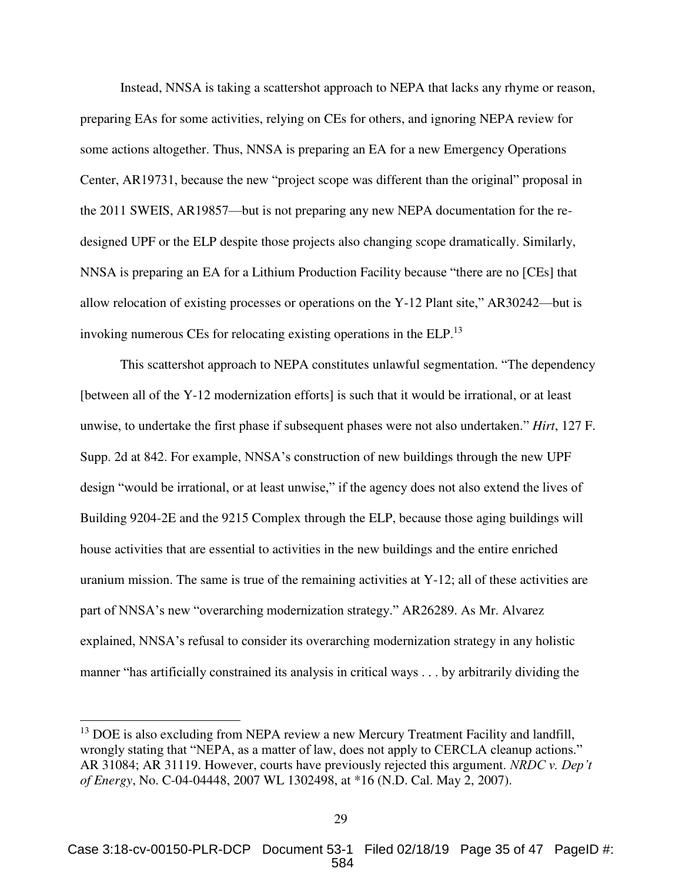Instead, NNSA is taking a scattershot approach to NEPA that lacks any rhyme or reason, preparing EAs for some activities, relying on CEs for others, and ignoring NEPA review for some actions altogether. Thus, NNSA is preparing an EA for a new Emergency Operations Center, AR19731, because the new "project scope was different than the original" proposal in the 2011 SWEIS, AR19857—but is not preparing any new NEPA documentation for the re-designed UPF or the ELP despite those projects also changing scope dramatically. Similarly, NNSA is preparing an EA for a Lithium Production Facility because "there are no [CEs] that allow relocation of existing processes or operations on the Y-12 Plant site," AR30242—but is invoking numerous CEs for relocating existing operations in the ELP.[13]

This scattershot approach to NEPA constitutes unlawful segmentation. "The dependency [between all of the Y-12 modernization efforts] is such that it would be irrational, or at least unwise, to undertake the first phase if subsequent phases were not also undertaken." *Hirt*, 127 F. Supp. 2d at 842. For example, NNSA's construction of new buildings through the new UPF design "would be irrational, or at least unwise," if the agency does not also extend the lives of Building 9204-2E and the 9215 Complex through the ELP, because those aging buildings will house activities that are essential to activities in the new buildings and the entire enriched uranium mission. The same is true of the remaining activities at Y-12; all of these activities are part of NNSA's new "overarching modernization strategy." AR26289. As Mr. Alvarez explained, NNSA's refusal to consider its overarching modernization strategy in any holistic manner "has artificially constrained its analysis in critical ways . . . by arbitrarily dividing the

---

[13] DOE is also excluding from NEPA review a new Mercury Treatment Facility and landfill, wrongly stating that "NEPA, as a matter of law, does not apply to CERCLA cleanup actions." AR 31084; AR 31119. However, courts have previously rejected this argument. *NRDC v. Dep't of Energy*, No. C-04-04448, 2007 WL 1302498, at *16 (N.D. Cal. May 2, 2007).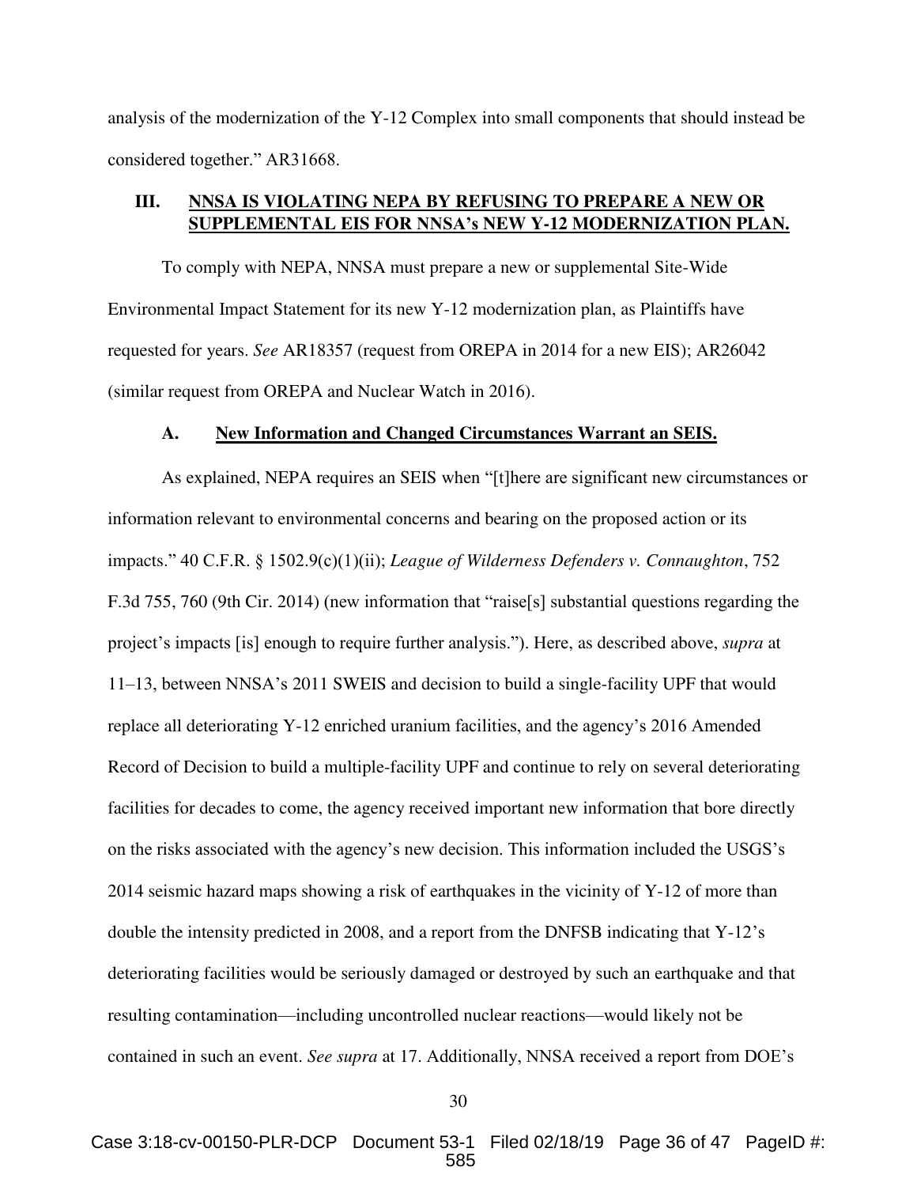analysis of the modernization of the Y-12 Complex into small components that should instead be considered together." AR31668.

### III. <u>NNSA IS VIOLATING NEPA BY REFUSING TO PREPARE A NEW OR SUPPLEMENTAL EIS FOR NNSA's NEW Y-12 MODERNIZATION PLAN.</u>

To comply with NEPA, NNSA must prepare a new or supplemental Site-Wide Environmental Impact Statement for its new Y-12 modernization plan, as Plaintiffs have requested for years. *See* AR18357 (request from OREPA in 2014 for a new EIS); AR26042 (similar request from OREPA and Nuclear Watch in 2016).

#### A. <u>New Information and Changed Circumstances Warrant an SEIS.</u>

As explained, NEPA requires an SEIS when "[t]here are significant new circumstances or information relevant to environmental concerns and bearing on the proposed action or its impacts." 40 C.F.R. § 1502.9(c)(1)(ii); *League of Wilderness Defenders v. Connaughton*, 752 F.3d 755, 760 (9th Cir. 2014) (new information that "raise[s] substantial questions regarding the project's impacts [is] enough to require further analysis."). Here, as described above, *supra* at 11–13, between NNSA's 2011 SWEIS and decision to build a single-facility UPF that would replace all deteriorating Y-12 enriched uranium facilities, and the agency's 2016 Amended Record of Decision to build a multiple-facility UPF and continue to rely on several deteriorating facilities for decades to come, the agency received important new information that bore directly on the risks associated with the agency's new decision. This information included the USGS's 2014 seismic hazard maps showing a risk of earthquakes in the vicinity of Y-12 of more than double the intensity predicted in 2008, and a report from the DNFSB indicating that Y-12's deteriorating facilities would be seriously damaged or destroyed by such an earthquake and that resulting contamination—including uncontrolled nuclear reactions—would likely not be contained in such an event. *See supra* at 17. Additionally, NNSA received a report from DOE's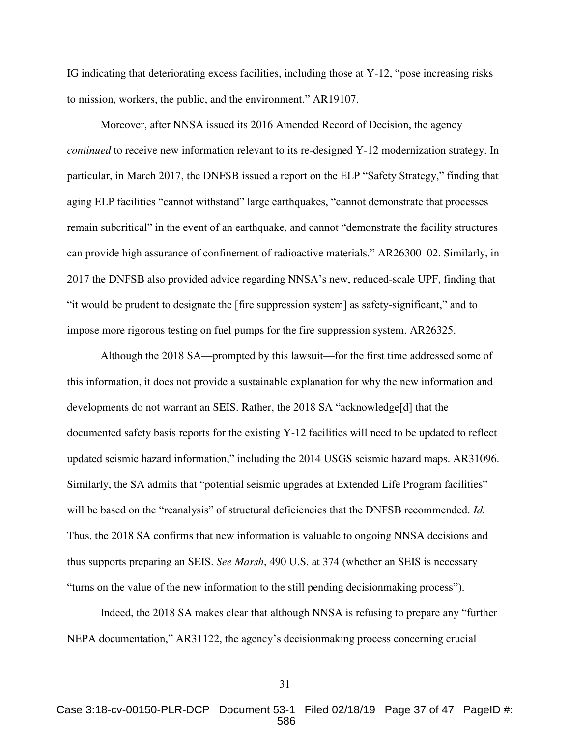IG indicating that deteriorating excess facilities, including those at Y-12, "pose increasing risks to mission, workers, the public, and the environment." AR19107.

Moreover, after NNSA issued its 2016 Amended Record of Decision, the agency *continued* to receive new information relevant to its re-designed Y-12 modernization strategy. In particular, in March 2017, the DNFSB issued a report on the ELP "Safety Strategy," finding that aging ELP facilities "cannot withstand" large earthquakes, "cannot demonstrate that processes remain subcritical" in the event of an earthquake, and cannot "demonstrate the facility structures can provide high assurance of confinement of radioactive materials." AR26300–02. Similarly, in 2017 the DNFSB also provided advice regarding NNSA's new, reduced-scale UPF, finding that "it would be prudent to designate the [fire suppression system] as safety-significant," and to impose more rigorous testing on fuel pumps for the fire suppression system. AR26325.

Although the 2018 SA—prompted by this lawsuit—for the first time addressed some of this information, it does not provide a sustainable explanation for why the new information and developments do not warrant an SEIS. Rather, the 2018 SA "acknowledge[d] that the documented safety basis reports for the existing Y-12 facilities will need to be updated to reflect updated seismic hazard information," including the 2014 USGS seismic hazard maps. AR31096. Similarly, the SA admits that "potential seismic upgrades at Extended Life Program facilities" will be based on the "reanalysis" of structural deficiencies that the DNFSB recommended. *Id.* Thus, the 2018 SA confirms that new information is valuable to ongoing NNSA decisions and thus supports preparing an SEIS. *See Marsh*, 490 U.S. at 374 (whether an SEIS is necessary "turns on the value of the new information to the still pending decisionmaking process").

Indeed, the 2018 SA makes clear that although NNSA is refusing to prepare any "further NEPA documentation," AR31122, the agency's decisionmaking process concerning crucial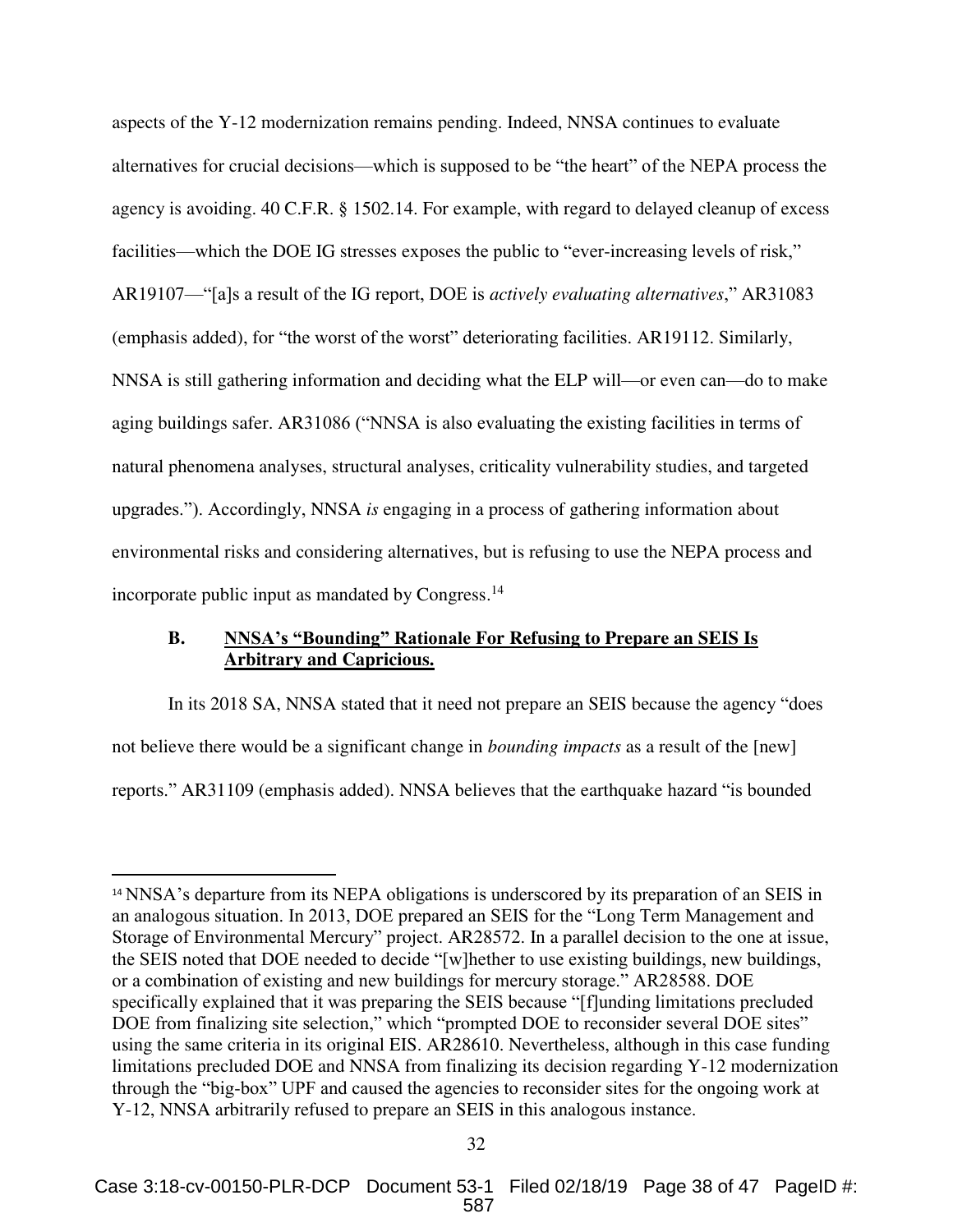aspects of the Y-12 modernization remains pending. Indeed, NNSA continues to evaluate alternatives for crucial decisions—which is supposed to be "the heart" of the NEPA process the agency is avoiding. 40 C.F.R. § 1502.14. For example, with regard to delayed cleanup of excess facilities—which the DOE IG stresses exposes the public to "ever-increasing levels of risk," AR19107—"[a]s a result of the IG report, DOE is *actively evaluating alternatives*," AR31083 (emphasis added), for "the worst of the worst" deteriorating facilities. AR19112. Similarly, NNSA is still gathering information and deciding what the ELP will—or even can—do to make aging buildings safer. AR31086 ("NNSA is also evaluating the existing facilities in terms of natural phenomena analyses, structural analyses, criticality vulnerability studies, and targeted upgrades."). Accordingly, NNSA *is* engaging in a process of gathering information about environmental risks and considering alternatives, but is refusing to use the NEPA process and incorporate public input as mandated by Congress.[14]

### B. <u>NNSA's "Bounding" Rationale For Refusing to Prepare an SEIS Is Arbitrary and Capricious.</u>

In its 2018 SA, NNSA stated that it need not prepare an SEIS because the agency "does not believe there would be a significant change in *bounding impacts* as a result of the [new] reports." AR31109 (emphasis added). NNSA believes that the earthquake hazard "is bounded

---

[14] NNSA's departure from its NEPA obligations is underscored by its preparation of an SEIS in an analogous situation. In 2013, DOE prepared an SEIS for the "Long Term Management and Storage of Environmental Mercury" project. AR28572. In a parallel decision to the one at issue, the SEIS noted that DOE needed to decide "[w]hether to use existing buildings, new buildings, or a combination of existing and new buildings for mercury storage." AR28588. DOE specifically explained that it was preparing the SEIS because "[f]unding limitations precluded DOE from finalizing site selection," which "prompted DOE to reconsider several DOE sites" using the same criteria in its original EIS. AR28610. Nevertheless, although in this case funding limitations precluded DOE and NNSA from finalizing its decision regarding Y-12 modernization through the "big-box" UPF and caused the agencies to reconsider sites for the ongoing work at Y-12, NNSA arbitrarily refused to prepare an SEIS in this analogous instance.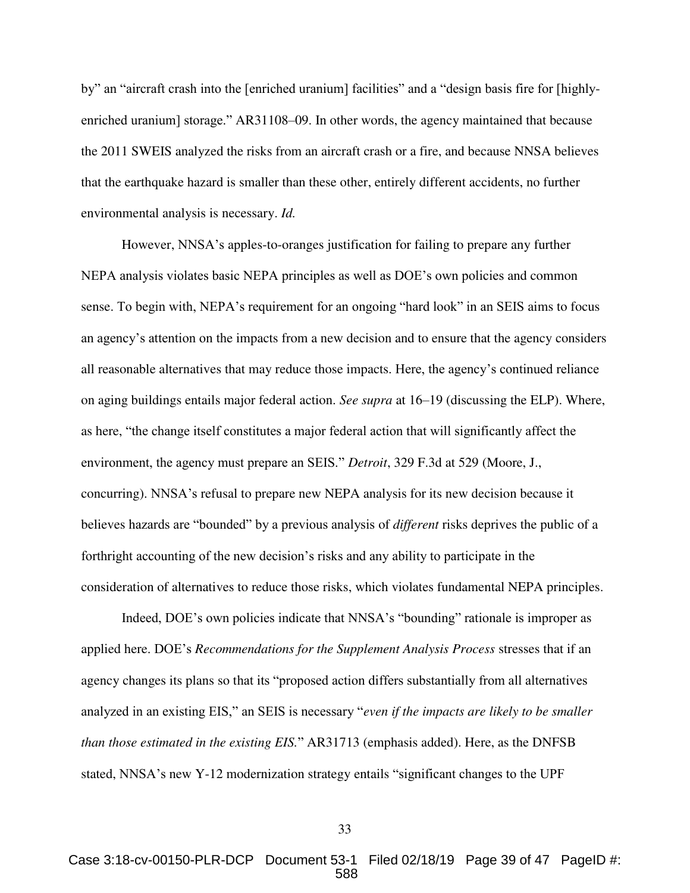by" an "aircraft crash into the [enriched uranium] facilities" and a "design basis fire for [highly-enriched uranium] storage." AR31108–09. In other words, the agency maintained that because the 2011 SWEIS analyzed the risks from an aircraft crash or a fire, and because NNSA believes that the earthquake hazard is smaller than these other, entirely different accidents, no further environmental analysis is necessary. *Id.*

However, NNSA's apples-to-oranges justification for failing to prepare any further NEPA analysis violates basic NEPA principles as well as DOE's own policies and common sense. To begin with, NEPA's requirement for an ongoing "hard look" in an SEIS aims to focus an agency's attention on the impacts from a new decision and to ensure that the agency considers all reasonable alternatives that may reduce those impacts. Here, the agency's continued reliance on aging buildings entails major federal action. *See supra* at 16–19 (discussing the ELP). Where, as here, "the change itself constitutes a major federal action that will significantly affect the environment, the agency must prepare an SEIS." *Detroit*, 329 F.3d at 529 (Moore, J., concurring). NNSA's refusal to prepare new NEPA analysis for its new decision because it believes hazards are "bounded" by a previous analysis of *different* risks deprives the public of a forthright accounting of the new decision's risks and any ability to participate in the consideration of alternatives to reduce those risks, which violates fundamental NEPA principles.

Indeed, DOE's own policies indicate that NNSA's "bounding" rationale is improper as applied here. DOE's *Recommendations for the Supplement Analysis Process* stresses that if an agency changes its plans so that its "proposed action differs substantially from all alternatives analyzed in an existing EIS," an SEIS is necessary "*even if the impacts are likely to be smaller than those estimated in the existing EIS.*" AR31713 (emphasis added). Here, as the DNFSB stated, NNSA's new Y-12 modernization strategy entails "significant changes to the UPF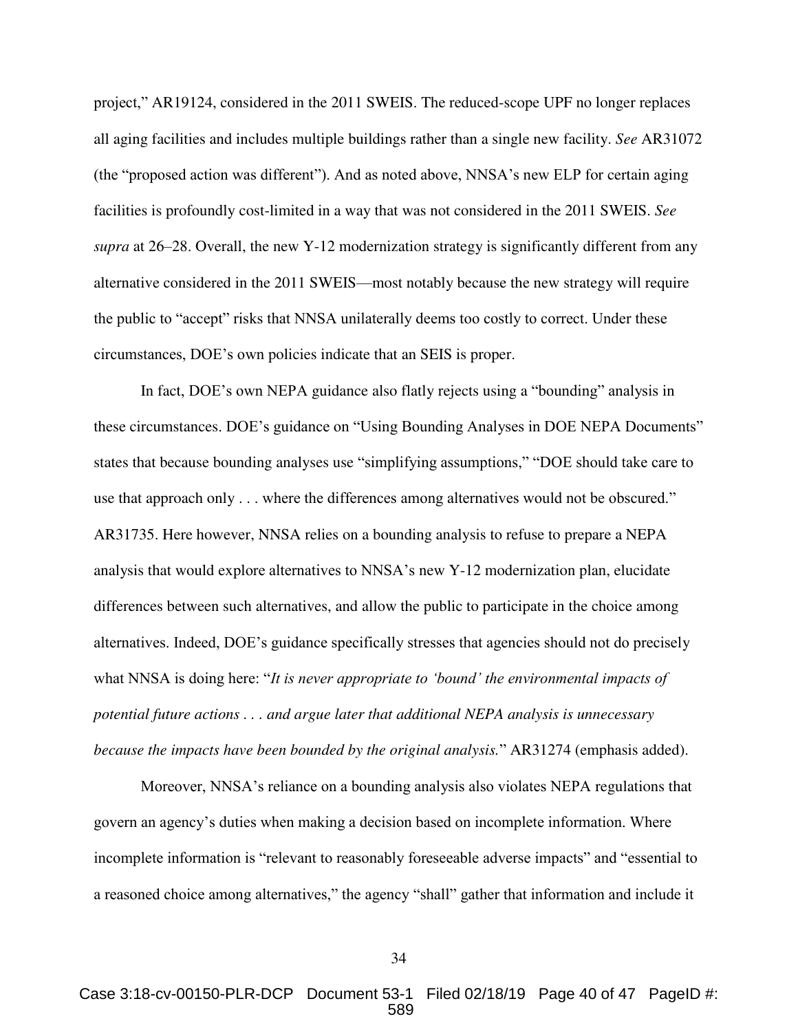project," AR19124, considered in the 2011 SWEIS. The reduced-scope UPF no longer replaces all aging facilities and includes multiple buildings rather than a single new facility. *See* AR31072 (the "proposed action was different"). And as noted above, NNSA's new ELP for certain aging facilities is profoundly cost-limited in a way that was not considered in the 2011 SWEIS. *See supra* at 26–28. Overall, the new Y-12 modernization strategy is significantly different from any alternative considered in the 2011 SWEIS—most notably because the new strategy will require the public to "accept" risks that NNSA unilaterally deems too costly to correct. Under these circumstances, DOE's own policies indicate that an SEIS is proper.

In fact, DOE's own NEPA guidance also flatly rejects using a "bounding" analysis in these circumstances. DOE's guidance on "Using Bounding Analyses in DOE NEPA Documents" states that because bounding analyses use "simplifying assumptions," "DOE should take care to use that approach only . . . where the differences among alternatives would not be obscured." AR31735. Here however, NNSA relies on a bounding analysis to refuse to prepare a NEPA analysis that would explore alternatives to NNSA's new Y-12 modernization plan, elucidate differences between such alternatives, and allow the public to participate in the choice among alternatives. Indeed, DOE's guidance specifically stresses that agencies should not do precisely what NNSA is doing here: "*It is never appropriate to 'bound' the environmental impacts of potential future actions . . . and argue later that additional NEPA analysis is unnecessary because the impacts have been bounded by the original analysis.*" AR31274 (emphasis added).

Moreover, NNSA's reliance on a bounding analysis also violates NEPA regulations that govern an agency's duties when making a decision based on incomplete information. Where incomplete information is "relevant to reasonably foreseeable adverse impacts" and "essential to a reasoned choice among alternatives," the agency "shall" gather that information and include it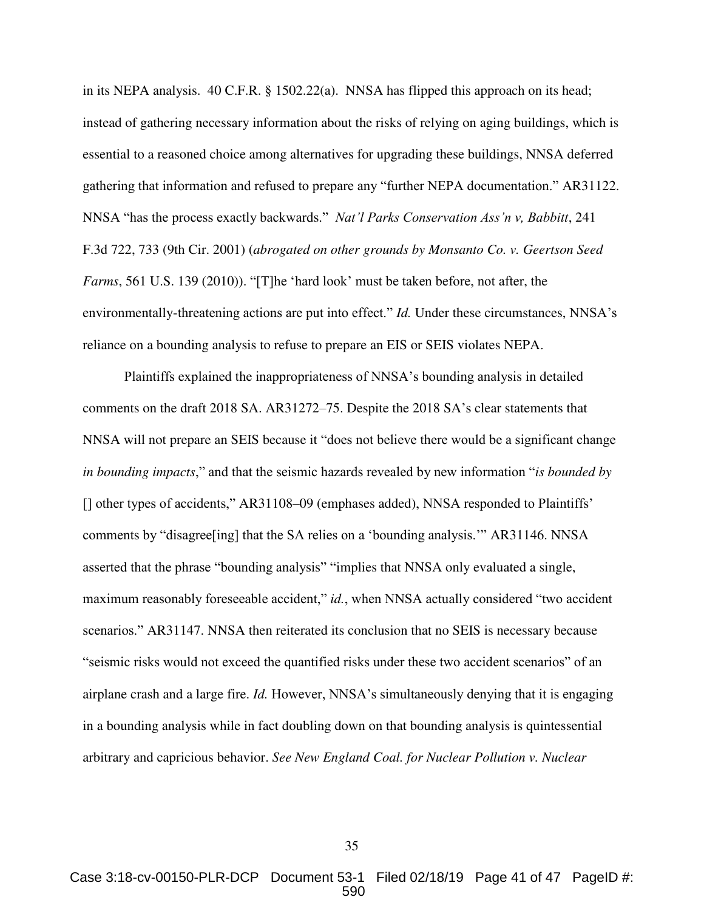in its NEPA analysis. 40 C.F.R. § 1502.22(a). NNSA has flipped this approach on its head; instead of gathering necessary information about the risks of relying on aging buildings, which is essential to a reasoned choice among alternatives for upgrading these buildings, NNSA deferred gathering that information and refused to prepare any "further NEPA documentation." AR31122. NNSA "has the process exactly backwards." *Nat'l Parks Conservation Ass'n v, Babbitt*, 241 F.3d 722, 733 (9th Cir. 2001) (*abrogated on other grounds by Monsanto Co. v. Geertson Seed Farms*, 561 U.S. 139 (2010)). "[T]he 'hard look' must be taken before, not after, the environmentally-threatening actions are put into effect." *Id.* Under these circumstances, NNSA's reliance on a bounding analysis to refuse to prepare an EIS or SEIS violates NEPA.

Plaintiffs explained the inappropriateness of NNSA's bounding analysis in detailed comments on the draft 2018 SA. AR31272–75. Despite the 2018 SA's clear statements that NNSA will not prepare an SEIS because it "does not believe there would be a significant change *in bounding impacts*," and that the seismic hazards revealed by new information "*is bounded by* [] other types of accidents," AR31108–09 (emphases added), NNSA responded to Plaintiffs' comments by "disagree[ing] that the SA relies on a 'bounding analysis.'" AR31146. NNSA asserted that the phrase "bounding analysis" "implies that NNSA only evaluated a single, maximum reasonably foreseeable accident," *id.*, when NNSA actually considered "two accident scenarios." AR31147. NNSA then reiterated its conclusion that no SEIS is necessary because "seismic risks would not exceed the quantified risks under these two accident scenarios" of an airplane crash and a large fire. *Id.* However, NNSA's simultaneously denying that it is engaging in a bounding analysis while in fact doubling down on that bounding analysis is quintessential arbitrary and capricious behavior. *See New England Coal. for Nuclear Pollution v. Nuclear*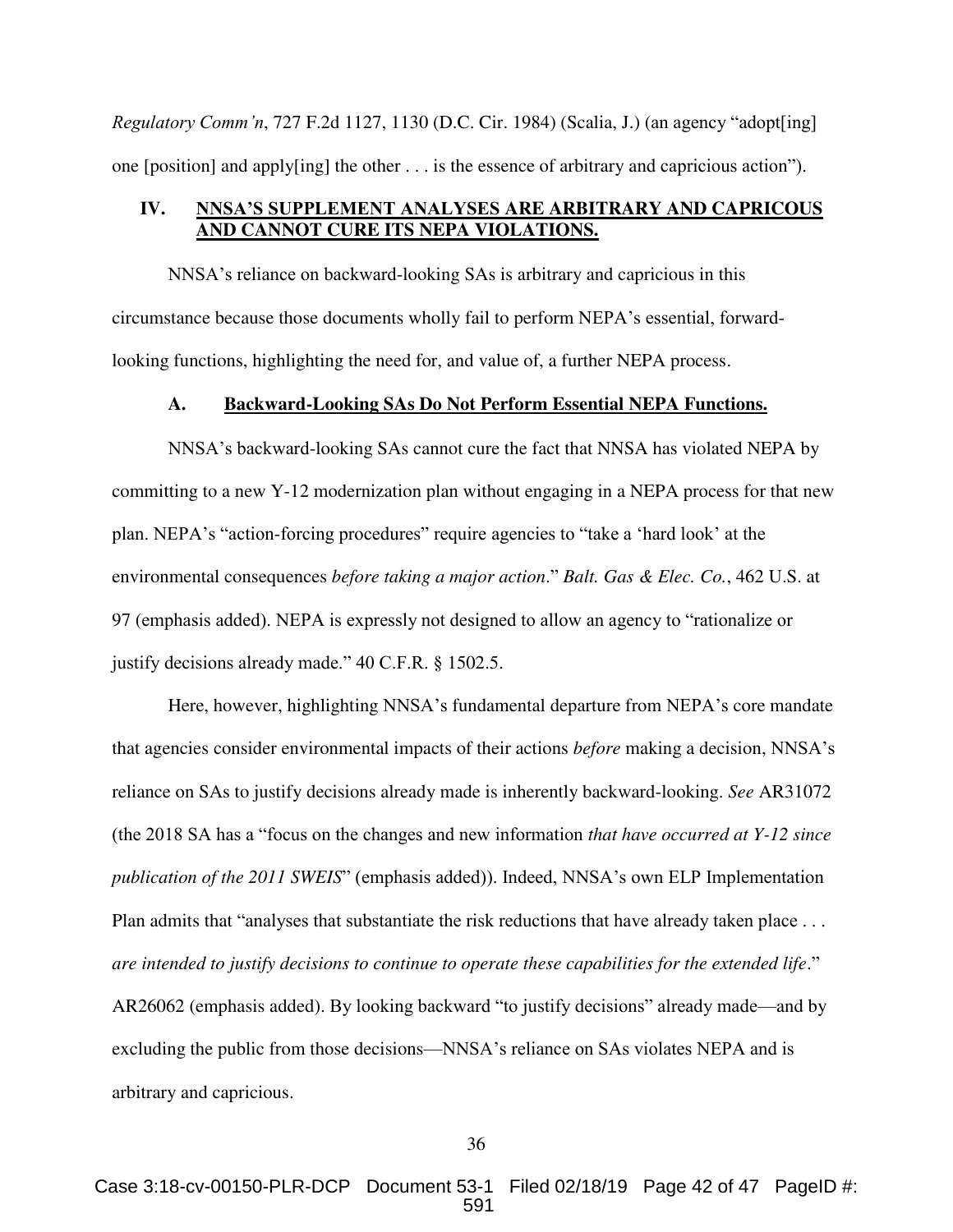*Regulatory Comm'n*, 727 F.2d 1127, 1130 (D.C. Cir. 1984) (Scalia, J.) (an agency "adopt[ing] one [position] and apply[ing] the other . . . is the essence of arbitrary and capricious action").

## IV. NNSA'S SUPPLEMENT ANALYSES ARE ARBITRARY AND CAPRICOUS AND CANNOT CURE ITS NEPA VIOLATIONS.

NNSA's reliance on backward-looking SAs is arbitrary and capricious in this circumstance because those documents wholly fail to perform NEPA's essential, forward-looking functions, highlighting the need for, and value of, a further NEPA process.

### A. Backward-Looking SAs Do Not Perform Essential NEPA Functions.

NNSA's backward-looking SAs cannot cure the fact that NNSA has violated NEPA by committing to a new Y-12 modernization plan without engaging in a NEPA process for that new plan. NEPA's "action-forcing procedures" require agencies to "take a 'hard look' at the environmental consequences *before taking a major action*." *Balt. Gas & Elec. Co.*, 462 U.S. at 97 (emphasis added). NEPA is expressly not designed to allow an agency to "rationalize or justify decisions already made." 40 C.F.R. § 1502.5.

Here, however, highlighting NNSA's fundamental departure from NEPA's core mandate that agencies consider environmental impacts of their actions *before* making a decision, NNSA's reliance on SAs to justify decisions already made is inherently backward-looking. *See* AR31072 (the 2018 SA has a "focus on the changes and new information *that have occurred at Y-12 since publication of the 2011 SWEIS*" (emphasis added)). Indeed, NNSA's own ELP Implementation Plan admits that "analyses that substantiate the risk reductions that have already taken place . . . *are intended to justify decisions to continue to operate these capabilities for the extended life*." AR26062 (emphasis added). By looking backward "to justify decisions" already made—and by excluding the public from those decisions—NNSA's reliance on SAs violates NEPA and is arbitrary and capricious.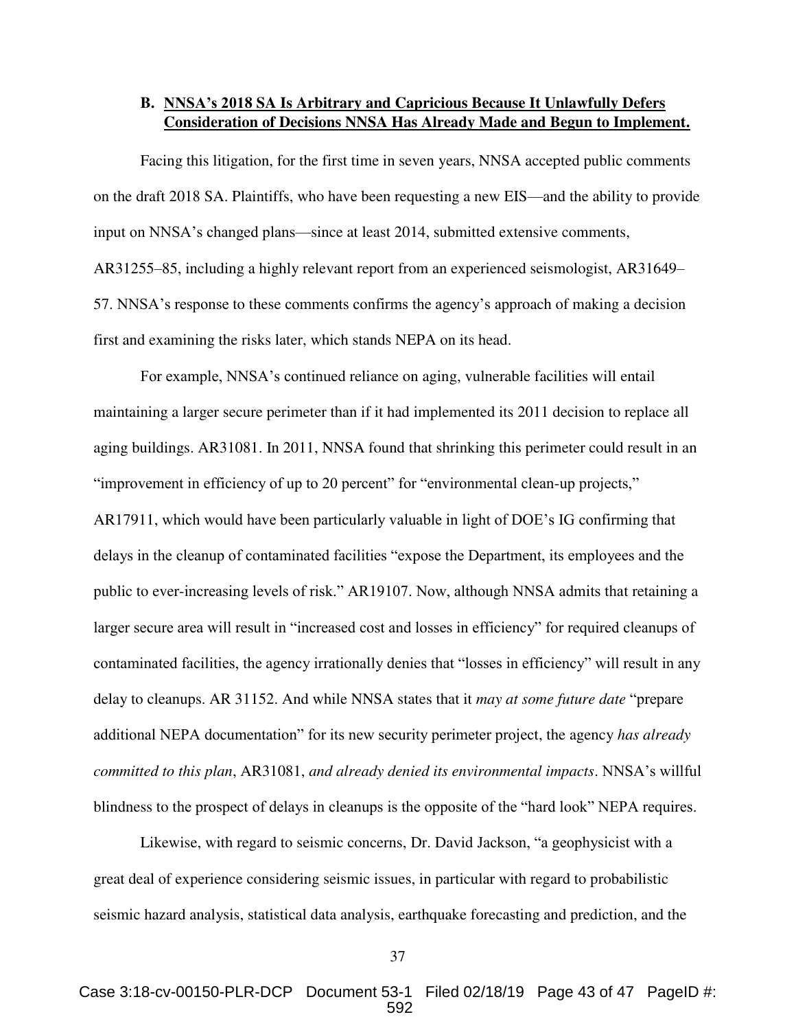### B. <u>NNSA's 2018 SA Is Arbitrary and Capricious Because It Unlawfully Defers Consideration of Decisions NNSA Has Already Made and Begun to Implement.</u>

Facing this litigation, for the first time in seven years, NNSA accepted public comments on the draft 2018 SA. Plaintiffs, who have been requesting a new EIS—and the ability to provide input on NNSA's changed plans—since at least 2014, submitted extensive comments, AR31255–85, including a highly relevant report from an experienced seismologist, AR31649–57. NNSA's response to these comments confirms the agency's approach of making a decision first and examining the risks later, which stands NEPA on its head.

For example, NNSA's continued reliance on aging, vulnerable facilities will entail maintaining a larger secure perimeter than if it had implemented its 2011 decision to replace all aging buildings. AR31081. In 2011, NNSA found that shrinking this perimeter could result in an "improvement in efficiency of up to 20 percent" for "environmental clean-up projects," AR17911, which would have been particularly valuable in light of DOE's IG confirming that delays in the cleanup of contaminated facilities "expose the Department, its employees and the public to ever-increasing levels of risk." AR19107. Now, although NNSA admits that retaining a larger secure area will result in "increased cost and losses in efficiency" for required cleanups of contaminated facilities, the agency irrationally denies that "losses in efficiency" will result in any delay to cleanups. AR 31152. And while NNSA states that it *may at some future date* "prepare additional NEPA documentation" for its new security perimeter project, the agency *has already committed to this plan*, AR31081, *and already denied its environmental impacts*. NNSA's willful blindness to the prospect of delays in cleanups is the opposite of the "hard look" NEPA requires.

Likewise, with regard to seismic concerns, Dr. David Jackson, "a geophysicist with a great deal of experience considering seismic issues, in particular with regard to probabilistic seismic hazard analysis, statistical data analysis, earthquake forecasting and prediction, and the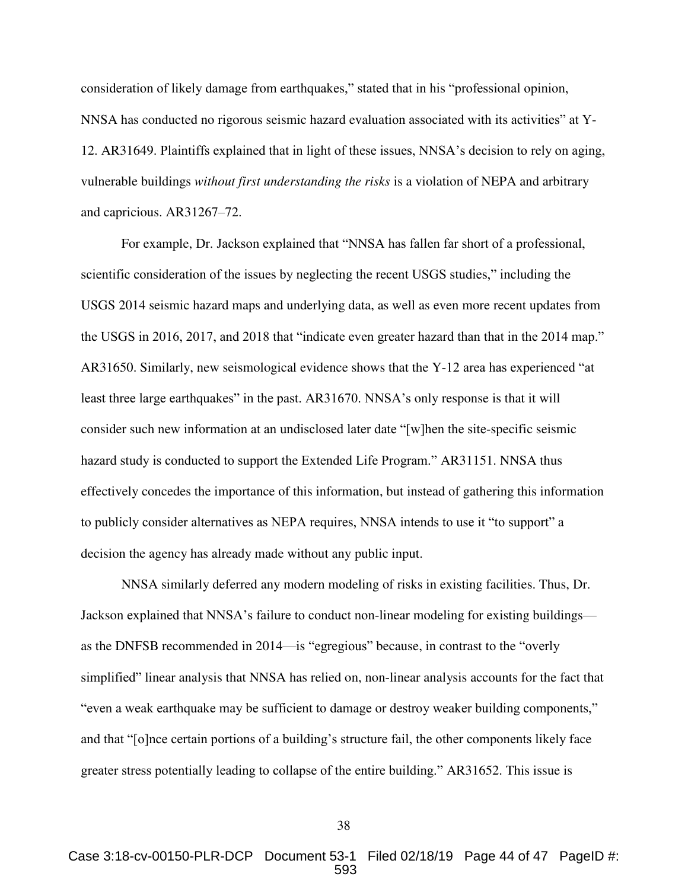consideration of likely damage from earthquakes," stated that in his "professional opinion, NNSA has conducted no rigorous seismic hazard evaluation associated with its activities" at Y-12. AR31649. Plaintiffs explained that in light of these issues, NNSA's decision to rely on aging, vulnerable buildings *without first understanding the risks* is a violation of NEPA and arbitrary and capricious. AR31267–72.

For example, Dr. Jackson explained that "NNSA has fallen far short of a professional, scientific consideration of the issues by neglecting the recent USGS studies," including the USGS 2014 seismic hazard maps and underlying data, as well as even more recent updates from the USGS in 2016, 2017, and 2018 that "indicate even greater hazard than that in the 2014 map." AR31650. Similarly, new seismological evidence shows that the Y-12 area has experienced "at least three large earthquakes" in the past. AR31670. NNSA's only response is that it will consider such new information at an undisclosed later date "[w]hen the site-specific seismic hazard study is conducted to support the Extended Life Program." AR31151. NNSA thus effectively concedes the importance of this information, but instead of gathering this information to publicly consider alternatives as NEPA requires, NNSA intends to use it "to support" a decision the agency has already made without any public input.

NNSA similarly deferred any modern modeling of risks in existing facilities. Thus, Dr. Jackson explained that NNSA's failure to conduct non-linear modeling for existing buildings—as the DNFSB recommended in 2014—is "egregious" because, in contrast to the "overly simplified" linear analysis that NNSA has relied on, non-linear analysis accounts for the fact that "even a weak earthquake may be sufficient to damage or destroy weaker building components," and that "[o]nce certain portions of a building's structure fail, the other components likely face greater stress potentially leading to collapse of the entire building." AR31652. This issue is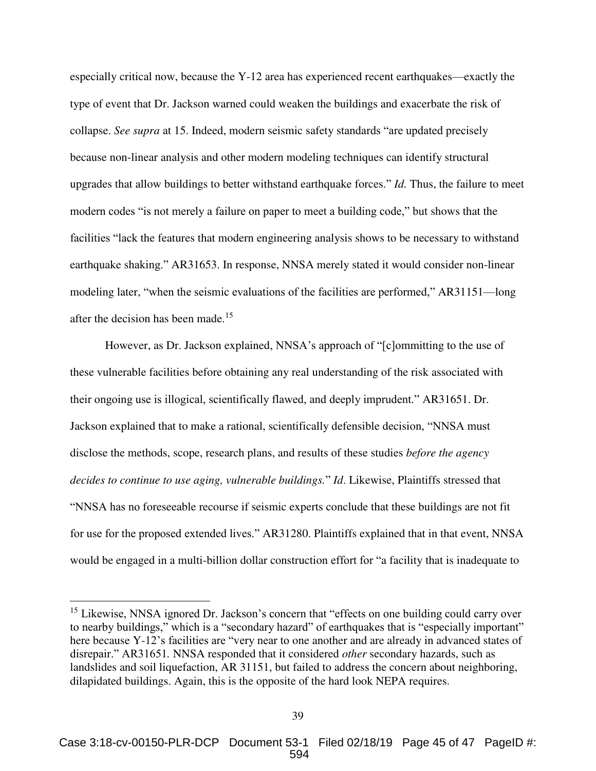especially critical now, because the Y-12 area has experienced recent earthquakes—exactly the type of event that Dr. Jackson warned could weaken the buildings and exacerbate the risk of collapse. *See supra* at 15. Indeed, modern seismic safety standards "are updated precisely because non-linear analysis and other modern modeling techniques can identify structural upgrades that allow buildings to better withstand earthquake forces." *Id.* Thus, the failure to meet modern codes "is not merely a failure on paper to meet a building code," but shows that the facilities "lack the features that modern engineering analysis shows to be necessary to withstand earthquake shaking." AR31653. In response, NNSA merely stated it would consider non-linear modeling later, "when the seismic evaluations of the facilities are performed," AR31151—long after the decision has been made.[15]

However, as Dr. Jackson explained, NNSA's approach of "[c]ommitting to the use of these vulnerable facilities before obtaining any real understanding of the risk associated with their ongoing use is illogical, scientifically flawed, and deeply imprudent." AR31651. Dr. Jackson explained that to make a rational, scientifically defensible decision, "NNSA must disclose the methods, scope, research plans, and results of these studies *before the agency decides to continue to use aging, vulnerable buildings.*" *Id*. Likewise, Plaintiffs stressed that "NNSA has no foreseeable recourse if seismic experts conclude that these buildings are not fit for use for the proposed extended lives." AR31280. Plaintiffs explained that in that event, NNSA would be engaged in a multi-billion dollar construction effort for "a facility that is inadequate to

---

[15] Likewise, NNSA ignored Dr. Jackson's concern that "effects on one building could carry over to nearby buildings," which is a "secondary hazard" of earthquakes that is "especially important" here because Y-12's facilities are "very near to one another and are already in advanced states of disrepair." AR31651. NNSA responded that it considered *other* secondary hazards, such as landslides and soil liquefaction, AR 31151, but failed to address the concern about neighboring, dilapidated buildings. Again, this is the opposite of the hard look NEPA requires.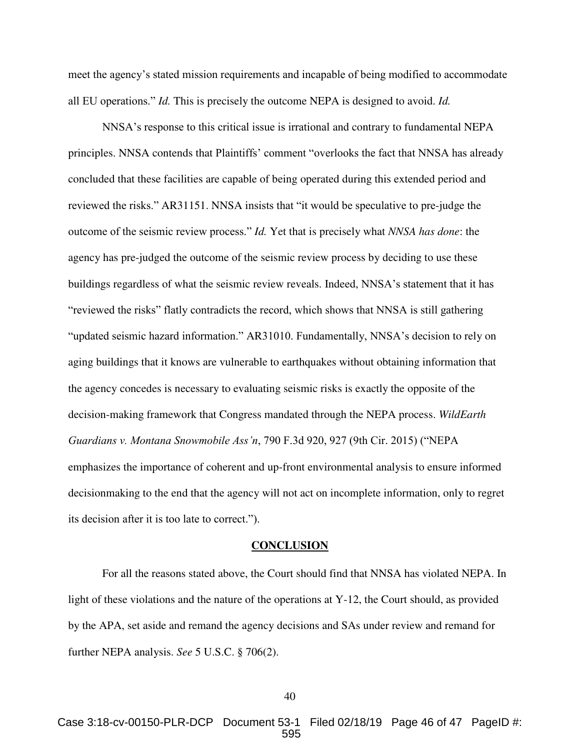meet the agency's stated mission requirements and incapable of being modified to accommodate all EU operations." *Id.* This is precisely the outcome NEPA is designed to avoid. *Id.*

NNSA's response to this critical issue is irrational and contrary to fundamental NEPA principles. NNSA contends that Plaintiffs' comment "overlooks the fact that NNSA has already concluded that these facilities are capable of being operated during this extended period and reviewed the risks." AR31151. NNSA insists that "it would be speculative to pre-judge the outcome of the seismic review process." *Id.* Yet that is precisely what *NNSA has done*: the agency has pre-judged the outcome of the seismic review process by deciding to use these buildings regardless of what the seismic review reveals. Indeed, NNSA's statement that it has "reviewed the risks" flatly contradicts the record, which shows that NNSA is still gathering "updated seismic hazard information." AR31010. Fundamentally, NNSA's decision to rely on aging buildings that it knows are vulnerable to earthquakes without obtaining information that the agency concedes is necessary to evaluating seismic risks is exactly the opposite of the decision-making framework that Congress mandated through the NEPA process. *WildEarth Guardians v. Montana Snowmobile Ass'n*, 790 F.3d 920, 927 (9th Cir. 2015) ("NEPA emphasizes the importance of coherent and up-front environmental analysis to ensure informed decisionmaking to the end that the agency will not act on incomplete information, only to regret its decision after it is too late to correct.").

## CONCLUSION

For all the reasons stated above, the Court should find that NNSA has violated NEPA. In light of these violations and the nature of the operations at Y-12, the Court should, as provided by the APA, set aside and remand the agency decisions and SAs under review and remand for further NEPA analysis. *See* 5 U.S.C. § 706(2).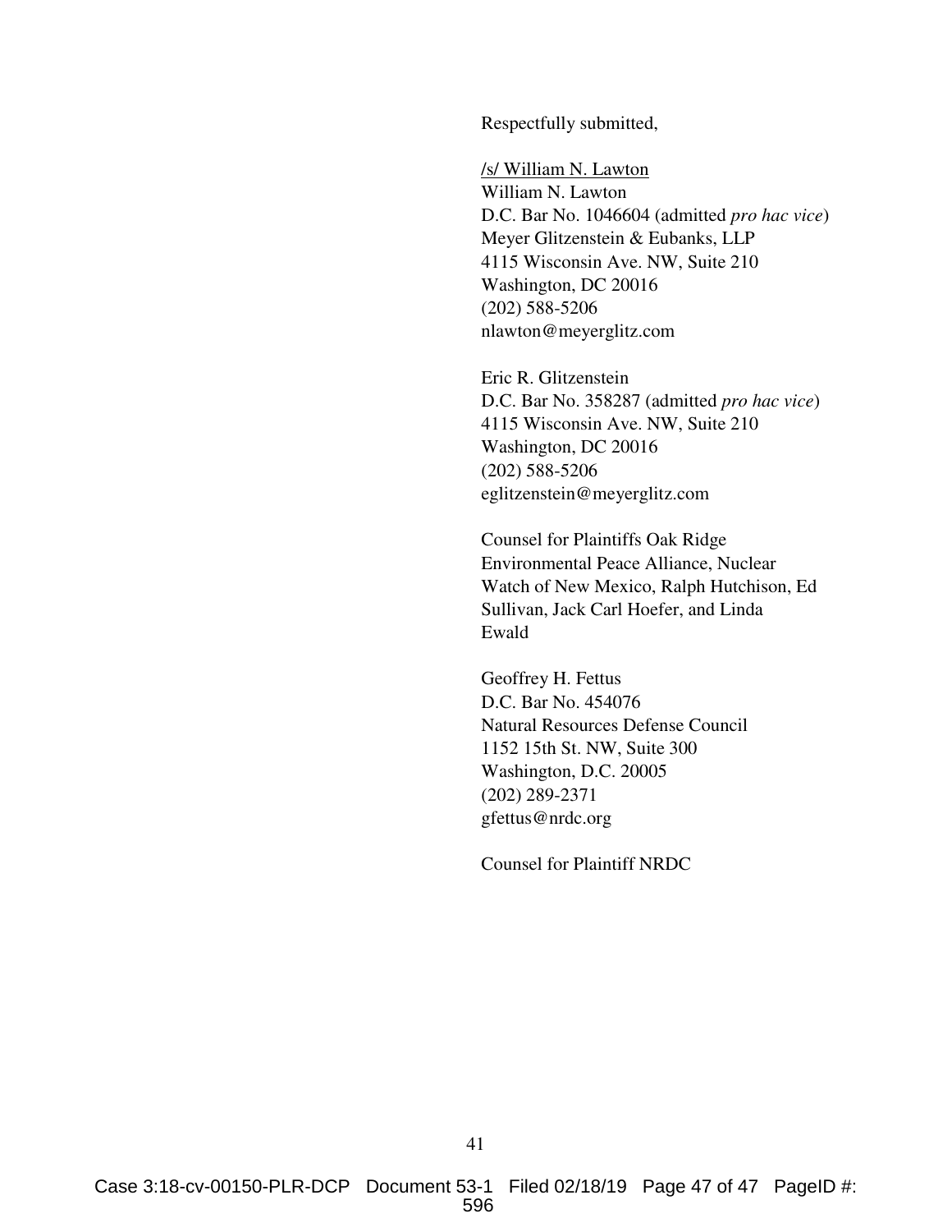Respectfully submitted,

/s/ William N. Lawton
William N. Lawton
D.C. Bar No. 1046604 (admitted *pro hac vice*)
Meyer Glitzenstein & Eubanks, LLP
4115 Wisconsin Ave. NW, Suite 210
Washington, DC 20016
(202) 588-5206
nlawton@meyerglitz.com

Eric R. Glitzenstein
D.C. Bar No. 358287 (admitted *pro hac vice*)
4115 Wisconsin Ave. NW, Suite 210
Washington, DC 20016
(202) 588-5206
eglitzenstein@meyerglitz.com

Counsel for Plaintiffs Oak Ridge Environmental Peace Alliance, Nuclear Watch of New Mexico, Ralph Hutchison, Ed Sullivan, Jack Carl Hoefer, and Linda Ewald

Geoffrey H. Fettus
D.C. Bar No. 454076
Natural Resources Defense Council
1152 15th St. NW, Suite 300
Washington, D.C. 20005
(202) 289-2371
gfettus@nrdc.org

Counsel for Plaintiff NRDC